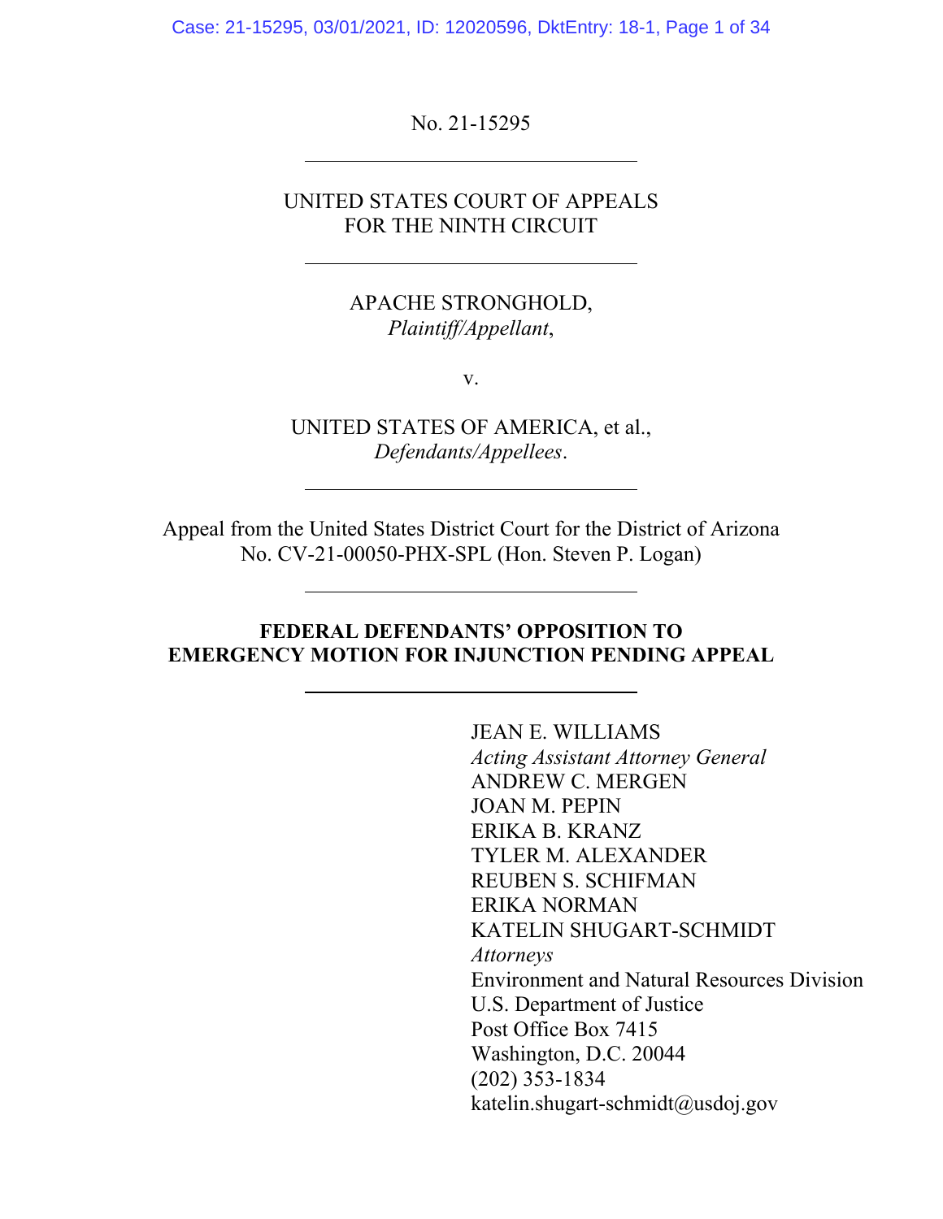No. 21-15295

---

UNITED STATES COURT OF APPEALS
FOR THE NINTH CIRCUIT

---

APACHE STRONGHOLD,
*Plaintiff/Appellant*,

v.

UNITED STATES OF AMERICA, et al.,
*Defendants/Appellees*.

---

Appeal from the United States District Court for the District of Arizona
No. CV-21-00050-PHX-SPL (Hon. Steven P. Logan)

---

**FEDERAL DEFENDANTS' OPPOSITION TO EMERGENCY MOTION FOR INJUNCTION PENDING APPEAL**

---

JEAN E. WILLIAMS
*Acting Assistant Attorney General*
ANDREW C. MERGEN
JOAN M. PEPIN
ERIKA B. KRANZ
TYLER M. ALEXANDER
REUBEN S. SCHIFMAN
ERIKA NORMAN
KATELIN SHUGART-SCHMIDT
*Attorneys*
Environment and Natural Resources Division
U.S. Department of Justice
Post Office Box 7415
Washington, D.C. 20044
(202) 353-1834
katelin.shugart-schmidt@usdoj.gov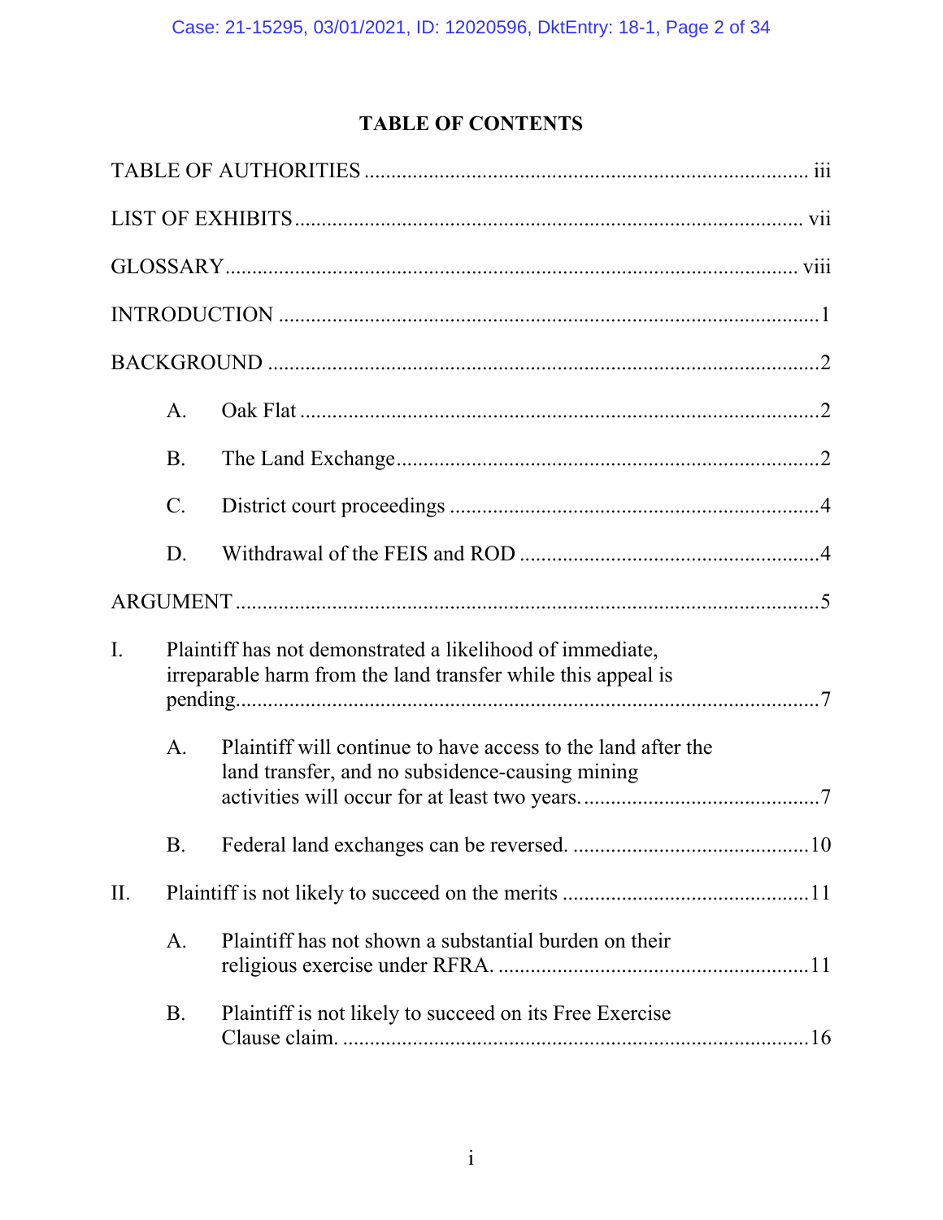# TABLE OF CONTENTS

TABLE OF AUTHORITIES ..................................................................................... iii

LIST OF EXHIBITS ............................................................................................. vii

GLOSSARY ........................................................................................................ viii

INTRODUCTION ..................................................................................................1

BACKGROUND ....................................................................................................2

- A. Oak Flat ..............................................................................................2
- B. The Land Exchange .............................................................................2
- C. District court proceedings ...................................................................4
- D. Withdrawal of the FEIS and ROD ......................................................4

ARGUMENT .........................................................................................................5

I. Plaintiff has not demonstrated a likelihood of immediate, irreparable harm from the land transfer while this appeal is pending.........................................................................................7

- A. Plaintiff will continue to have access to the land after the land transfer, and no subsidence-causing mining activities will occur for at least two years.........................................7
- B. Federal land exchanges can be reversed. ..........................................10

II. Plaintiff is not likely to succeed on the merits ...........................................11

- A. Plaintiff has not shown a substantial burden on their religious exercise under RFRA. .......................................................11
- B. Plaintiff is not likely to succeed on its Free Exercise Clause claim. ...................................................................................16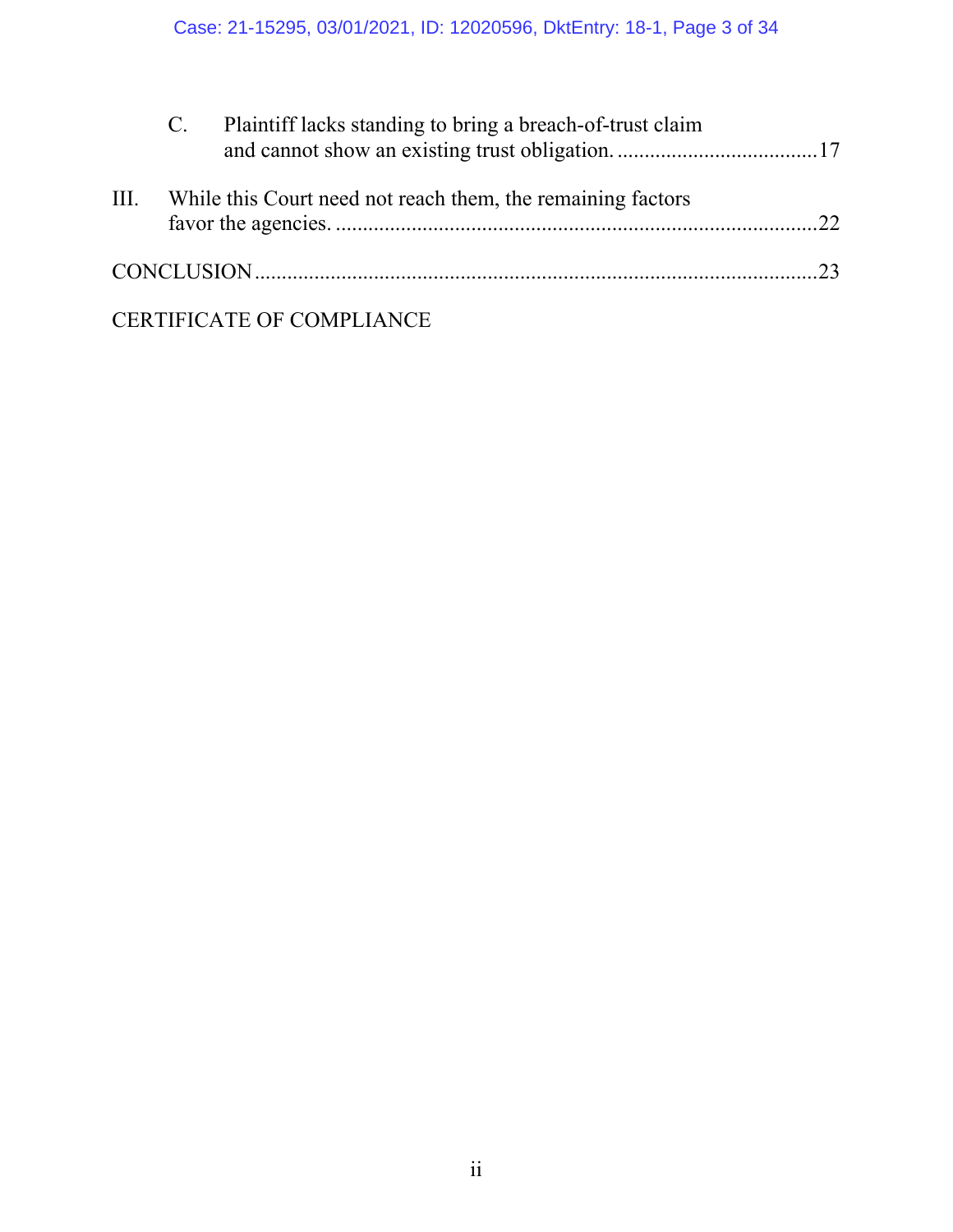C. Plaintiff lacks standing to bring a breach-of-trust claim and cannot show an existing trust obligation. ....................................17

III. While this Court need not reach them, the remaining factors favor the agencies. ........................................................................................22

CONCLUSION .......................................................................................................23

CERTIFICATE OF COMPLIANCE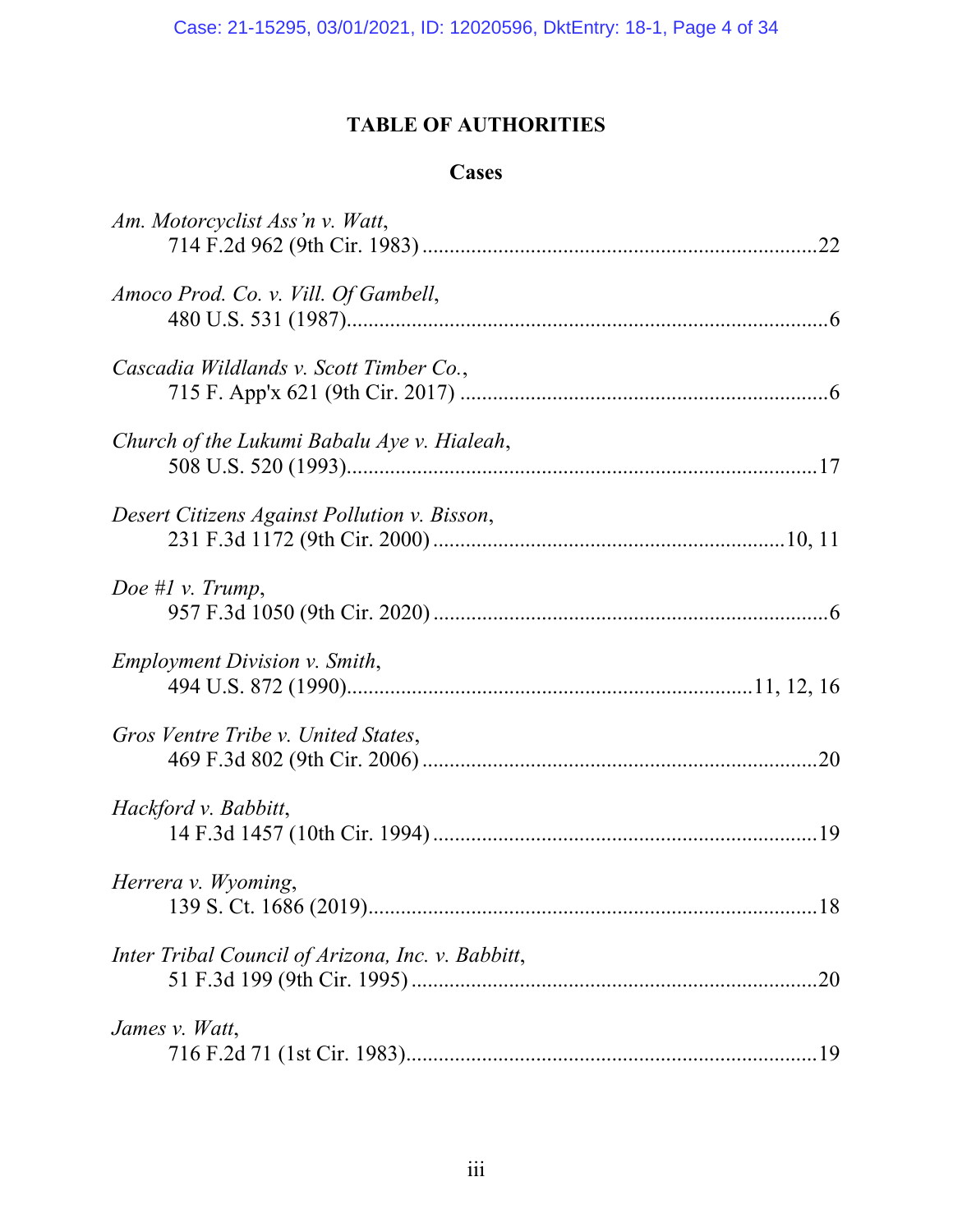# TABLE OF AUTHORITIES

## Cases

*Am. Motorcyclist Ass'n v. Watt*,
714 F.2d 962 (9th Cir. 1983) ........................................................................22

*Amoco Prod. Co. v. Vill. Of Gambell*,
480 U.S. 531 (1987)..........................................................................................6

*Cascadia Wildlands v. Scott Timber Co.*,
715 F. App'x 621 (9th Cir. 2017) ....................................................................6

*Church of the Lukumi Babalu Aye v. Hialeah*,
508 U.S. 520 (1993)........................................................................................17

*Desert Citizens Against Pollution v. Bisson*,
231 F.3d 1172 (9th Cir. 2000) .................................................................10, 11

*Doe #1 v. Trump*,
957 F.3d 1050 (9th Cir. 2020) ..........................................................................6

*Employment Division v. Smith*,
494 U.S. 872 (1990)..........................................................................11, 12, 16

*Gros Ventre Tribe v. United States*,
469 F.3d 802 (9th Cir. 2006) ..........................................................................20

*Hackford v. Babbitt*,
14 F.3d 1457 (10th Cir. 1994) ........................................................................19

*Herrera v. Wyoming*,
139 S. Ct. 1686 (2019)....................................................................................18

*Inter Tribal Council of Arizona, Inc. v. Babbitt*,
51 F.3d 199 (9th Cir. 1995) ............................................................................20

*James v. Watt*,
716 F.2d 71 (1st Cir. 1983)..............................................................................19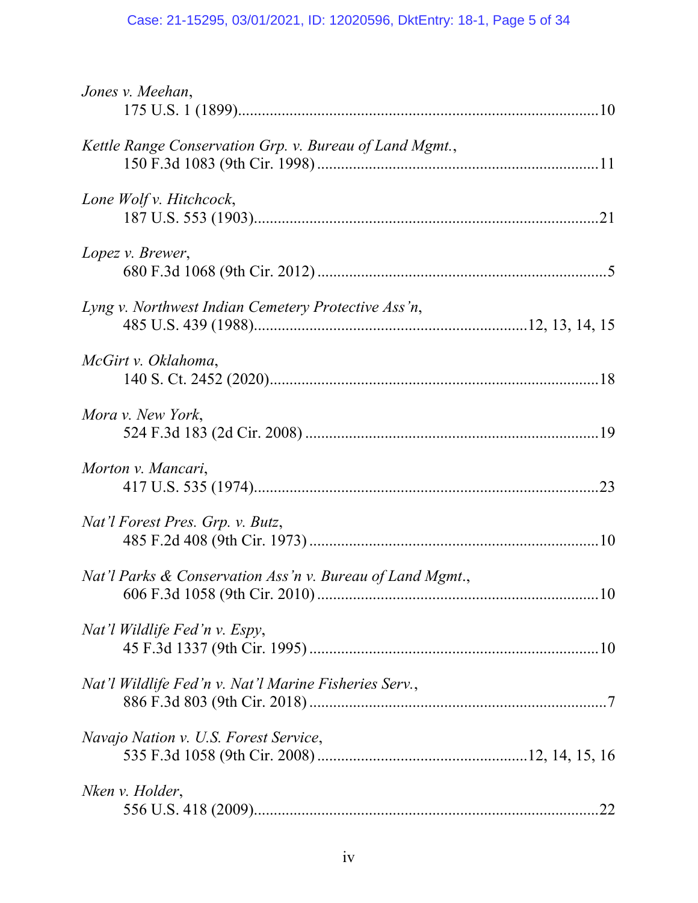*Jones v. Meehan*,
175 U.S. 1 (1899)........................................................................................10

*Kettle Range Conservation Grp. v. Bureau of Land Mgmt.*,
150 F.3d 1083 (9th Cir. 1998) ......................................................................11

*Lone Wolf v. Hitchcock*,
187 U.S. 553 (1903)......................................................................................21

*Lopez v. Brewer*,
680 F.3d 1068 (9th Cir. 2012) ........................................................................5

*Lyng v. Northwest Indian Cemetery Protective Ass'n*,
485 U.S. 439 (1988).....................................................................12, 13, 14, 15

*McGirt v. Oklahoma*,
140 S. Ct. 2452 (2020)..................................................................................18

*Mora v. New York*,
524 F.3d 183 (2d Cir. 2008) .........................................................................19

*Morton v. Mancari*,
417 U.S. 535 (1974)......................................................................................23

*Nat'l Forest Pres. Grp. v. Butz*,
485 F.2d 408 (9th Cir. 1973) ........................................................................10

*Nat'l Parks & Conservation Ass'n v. Bureau of Land Mgmt*.,
606 F.3d 1058 (9th Cir. 2010) ......................................................................10

*Nat'l Wildlife Fed'n v. Espy*,
45 F.3d 1337 (9th Cir. 1995) ........................................................................10

*Nat'l Wildlife Fed'n v. Nat'l Marine Fisheries Serv.*,
886 F.3d 803 (9th Cir. 2018) ..........................................................................7

*Navajo Nation v. U.S. Forest Service*,
535 F.3d 1058 (9th Cir. 2008) .....................................................12, 14, 15, 16

*Nken v. Holder*,
556 U.S. 418 (2009)......................................................................................22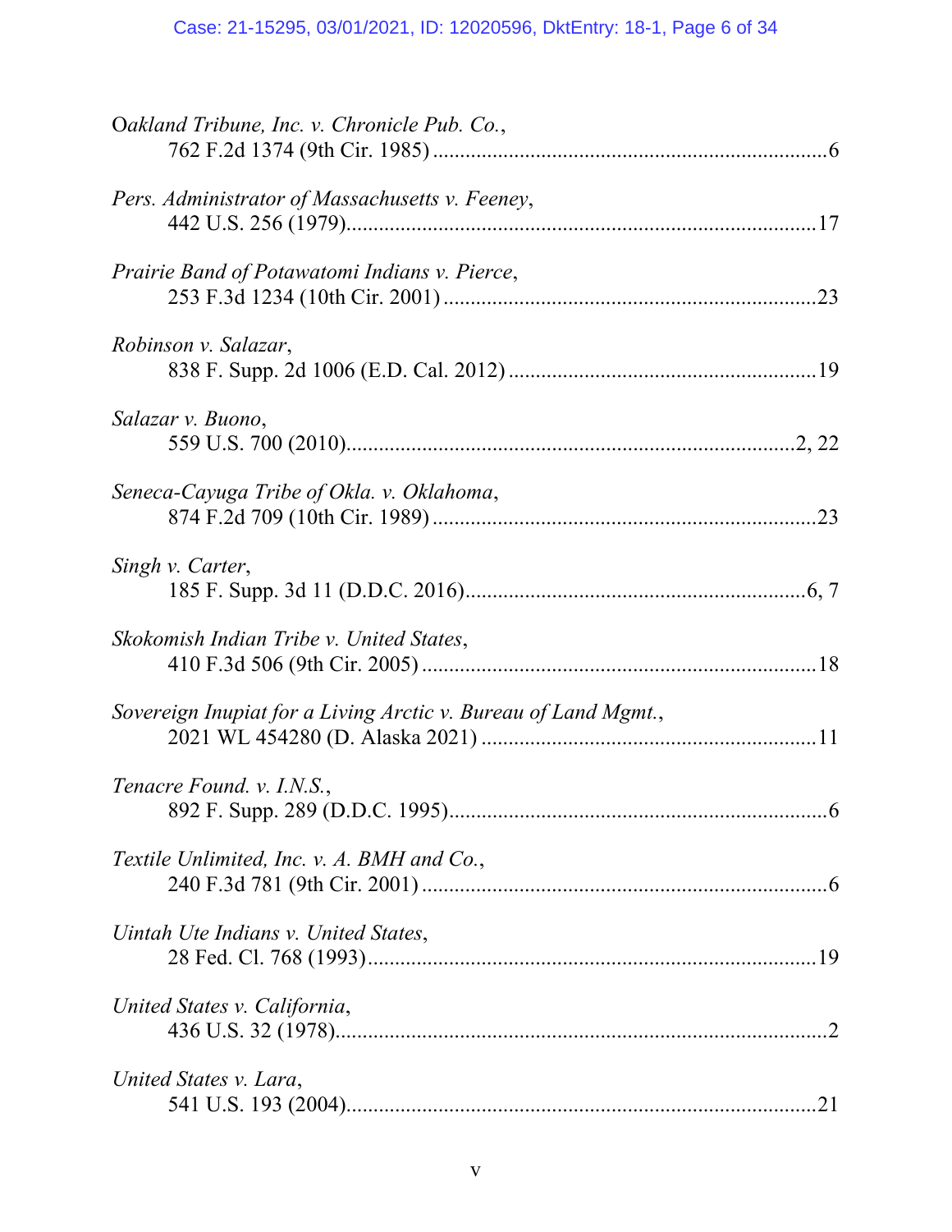*Oakland Tribune, Inc. v. Chronicle Pub. Co.*,
762 F.2d 1374 (9th Cir. 1985) ........................................................................6

*Pers. Administrator of Massachusetts v. Feeney*,
442 U.S. 256 (1979).....................................................................................17

*Prairie Band of Potawatomi Indians v. Pierce*,
253 F.3d 1234 (10th Cir. 2001) ...................................................................23

*Robinson v. Salazar*,
838 F. Supp. 2d 1006 (E.D. Cal. 2012) ........................................................19

*Salazar v. Buono*,
559 U.S. 700 (2010)...................................................................................2, 22

*Seneca-Cayuga Tribe of Okla. v. Oklahoma*,
874 F.2d 709 (10th Cir. 1989) .....................................................................23

*Singh v. Carter*,
185 F. Supp. 3d 11 (D.D.C. 2016)...............................................................6, 7

*Skokomish Indian Tribe v. United States*,
410 F.3d 506 (9th Cir. 2005) ........................................................................18

*Sovereign Inupiat for a Living Arctic v. Bureau of Land Mgmt.*,
2021 WL 454280 (D. Alaska 2021) .............................................................11

*Tenacre Found. v. I.N.S.*,
892 F. Supp. 289 (D.D.C. 1995).....................................................................6

*Textile Unlimited, Inc. v. A. BMH and Co.*,
240 F.3d 781 (9th Cir. 2001) ..........................................................................6

*Uintah Ute Indians v. United States*,
28 Fed. Cl. 768 (1993)..................................................................................19

*United States v. California*,
436 U.S. 32 (1978)..........................................................................................2

*United States v. Lara*,
541 U.S. 193 (2004).......................................................................................21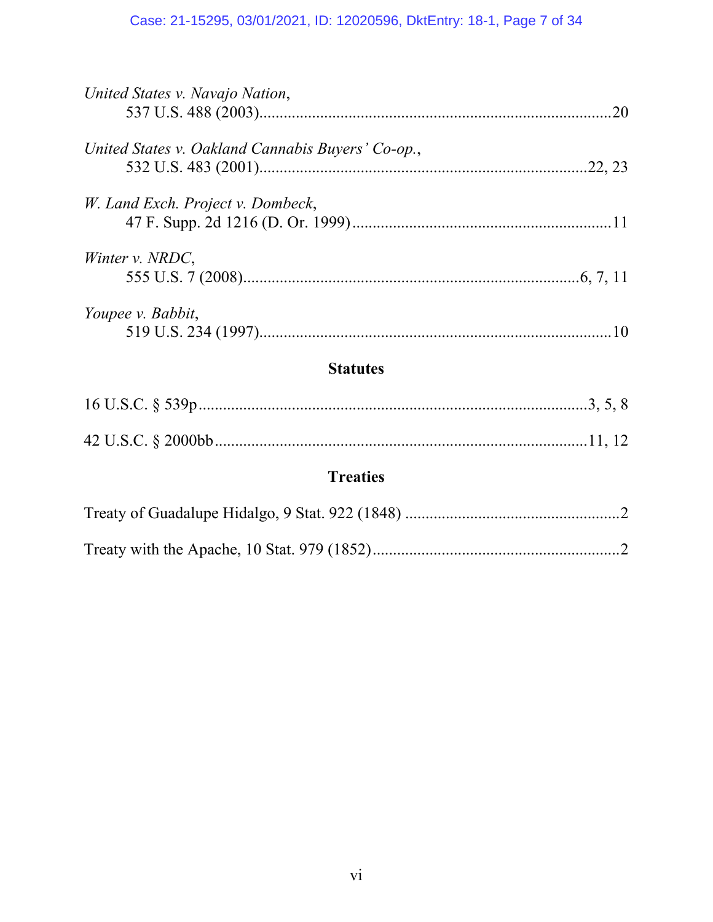*United States v. Navajo Nation*,
537 U.S. 488 (2003)......................................................................................20

*United States v. Oakland Cannabis Buyers' Co-op.*,
532 U.S. 483 (2001)................................................................................22, 23

*W. Land Exch. Project v. Dombeck*,
47 F. Supp. 2d 1216 (D. Or. 1999)................................................................11

*Winter v. NRDC*,
555 U.S. 7 (2008)...................................................................................6, 7, 11

*Youpee v. Babbit*,
519 U.S. 234 (1997)......................................................................................10

## Statutes

16 U.S.C. § 539p..............................................................................................3, 5, 8

42 U.S.C. § 2000bb..........................................................................................11, 12

## Treaties

Treaty of Guadalupe Hidalgo, 9 Stat. 922 (1848) .....................................................2

Treaty with the Apache, 10 Stat. 979 (1852)............................................................2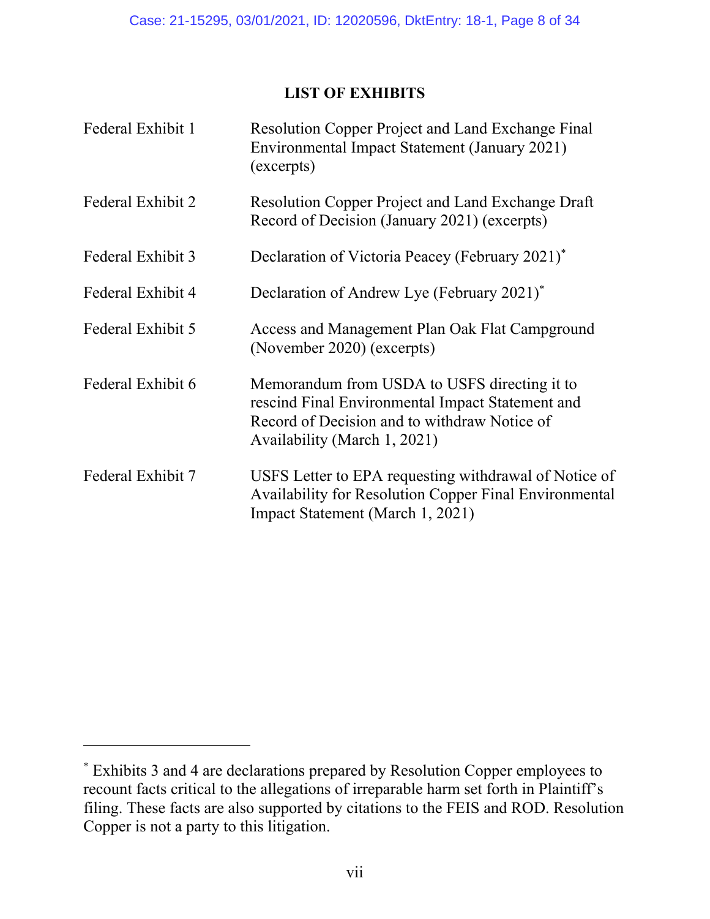## LIST OF EXHIBITS

| | |
|---|---|
| Federal Exhibit 1 | Resolution Copper Project and Land Exchange Final Environmental Impact Statement (January 2021) (excerpts) |
| Federal Exhibit 2 | Resolution Copper Project and Land Exchange Draft Record of Decision (January 2021) (excerpts) |
| Federal Exhibit 3 | Declaration of Victoria Peacey (February 2021)[*] |
| Federal Exhibit 4 | Declaration of Andrew Lye (February 2021)[*] |
| Federal Exhibit 5 | Access and Management Plan Oak Flat Campground (November 2020) (excerpts) |
| Federal Exhibit 6 | Memorandum from USDA to USFS directing it to rescind Final Environmental Impact Statement and Record of Decision and to withdraw Notice of Availability (March 1, 2021) |
| Federal Exhibit 7 | USFS Letter to EPA requesting withdrawal of Notice of Availability for Resolution Copper Final Environmental Impact Statement (March 1, 2021) |

---

[*] Exhibits 3 and 4 are declarations prepared by Resolution Copper employees to recount facts critical to the allegations of irreparable harm set forth in Plaintiff's filing. These facts are also supported by citations to the FEIS and ROD. Resolution Copper is not a party to this litigation.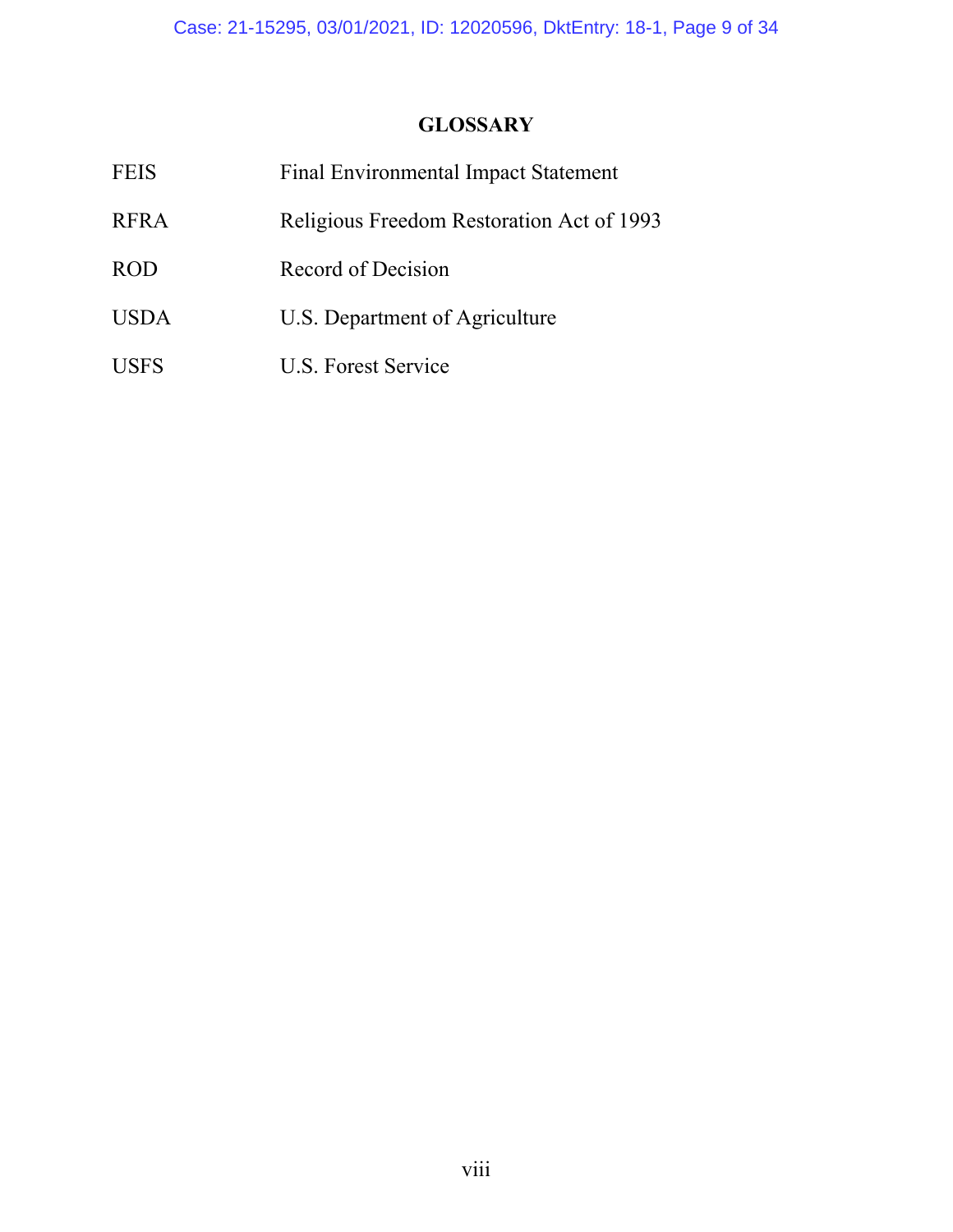## GLOSSARY

| | |
|---|---|
| FEIS | Final Environmental Impact Statement |
| RFRA | Religious Freedom Restoration Act of 1993 |
| ROD | Record of Decision |
| USDA | U.S. Department of Agriculture |
| USFS | U.S. Forest Service |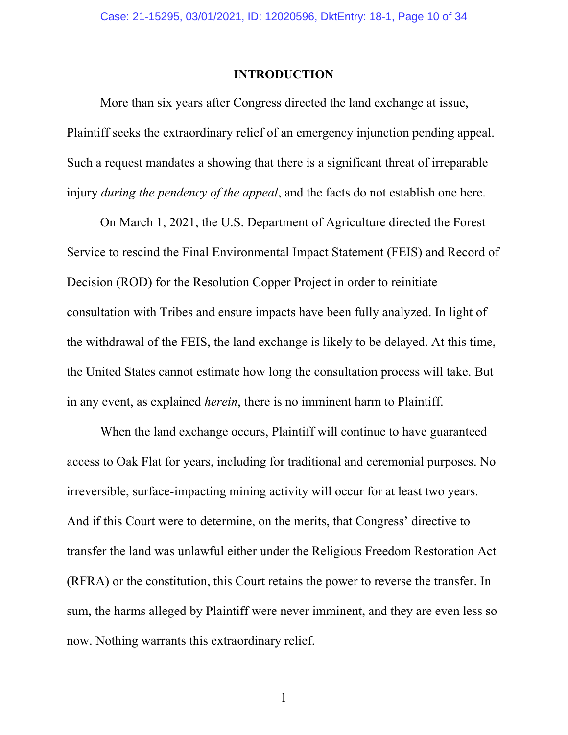## INTRODUCTION

More than six years after Congress directed the land exchange at issue, Plaintiff seeks the extraordinary relief of an emergency injunction pending appeal. Such a request mandates a showing that there is a significant threat of irreparable injury *during the pendency of the appeal*, and the facts do not establish one here.

On March 1, 2021, the U.S. Department of Agriculture directed the Forest Service to rescind the Final Environmental Impact Statement (FEIS) and Record of Decision (ROD) for the Resolution Copper Project in order to reinitiate consultation with Tribes and ensure impacts have been fully analyzed. In light of the withdrawal of the FEIS, the land exchange is likely to be delayed. At this time, the United States cannot estimate how long the consultation process will take. But in any event, as explained *herein*, there is no imminent harm to Plaintiff.

When the land exchange occurs, Plaintiff will continue to have guaranteed access to Oak Flat for years, including for traditional and ceremonial purposes. No irreversible, surface-impacting mining activity will occur for at least two years. And if this Court were to determine, on the merits, that Congress' directive to transfer the land was unlawful either under the Religious Freedom Restoration Act (RFRA) or the constitution, this Court retains the power to reverse the transfer. In sum, the harms alleged by Plaintiff were never imminent, and they are even less so now. Nothing warrants this extraordinary relief.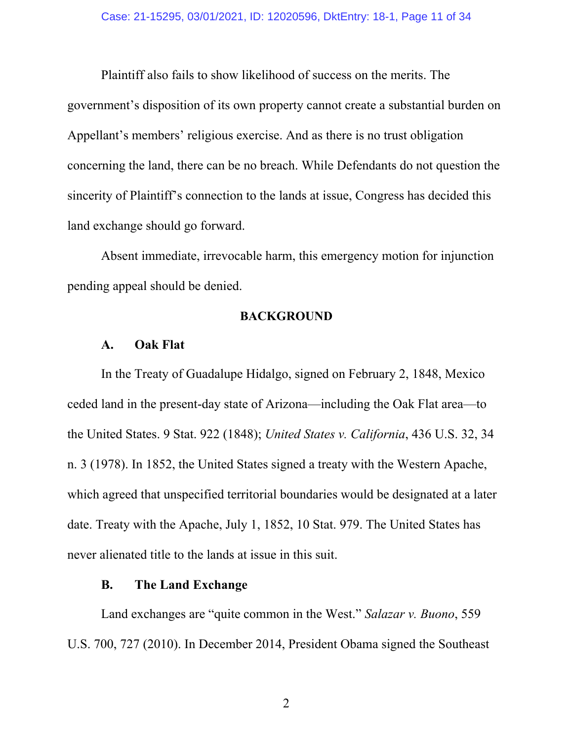Plaintiff also fails to show likelihood of success on the merits. The government's disposition of its own property cannot create a substantial burden on Appellant's members' religious exercise. And as there is no trust obligation concerning the land, there can be no breach. While Defendants do not question the sincerity of Plaintiff's connection to the lands at issue, Congress has decided this land exchange should go forward.

Absent immediate, irrevocable harm, this emergency motion for injunction pending appeal should be denied.

## BACKGROUND

### A. Oak Flat

In the Treaty of Guadalupe Hidalgo, signed on February 2, 1848, Mexico ceded land in the present-day state of Arizona—including the Oak Flat area—to the United States. 9 Stat. 922 (1848); *United States v. California*, 436 U.S. 32, 34 n. 3 (1978). In 1852, the United States signed a treaty with the Western Apache, which agreed that unspecified territorial boundaries would be designated at a later date. Treaty with the Apache, July 1, 1852, 10 Stat. 979. The United States has never alienated title to the lands at issue in this suit.

### B. The Land Exchange

Land exchanges are "quite common in the West." *Salazar v. Buono*, 559 U.S. 700, 727 (2010). In December 2014, President Obama signed the Southeast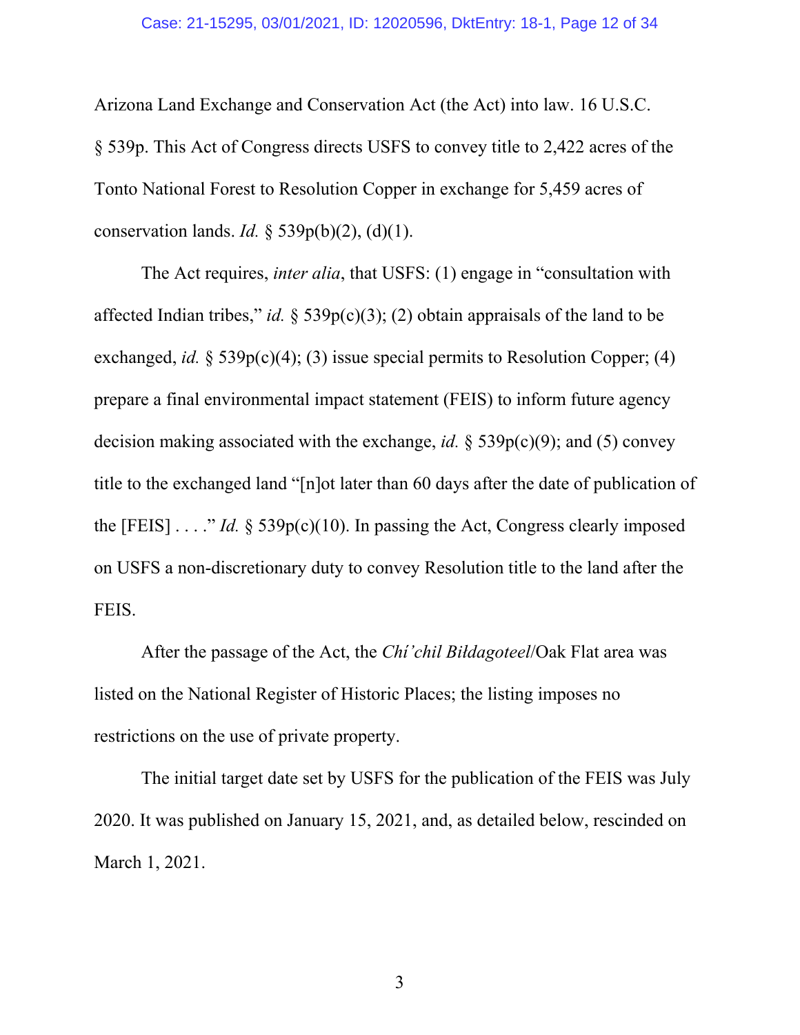Arizona Land Exchange and Conservation Act (the Act) into law. 16 U.S.C. § 539p. This Act of Congress directs USFS to convey title to 2,422 acres of the Tonto National Forest to Resolution Copper in exchange for 5,459 acres of conservation lands. *Id.* § 539p(b)(2), (d)(1).

The Act requires, *inter alia*, that USFS: (1) engage in "consultation with affected Indian tribes," *id.* § 539p(c)(3); (2) obtain appraisals of the land to be exchanged, *id.* § 539p(c)(4); (3) issue special permits to Resolution Copper; (4) prepare a final environmental impact statement (FEIS) to inform future agency decision making associated with the exchange, *id.* § 539p(c)(9); and (5) convey title to the exchanged land "[n]ot later than 60 days after the date of publication of the [FEIS] . . . ." *Id.* § 539p(c)(10). In passing the Act, Congress clearly imposed on USFS a non-discretionary duty to convey Resolution title to the land after the FEIS.

After the passage of the Act, the *Chí'chil Biłdagoteel*/Oak Flat area was listed on the National Register of Historic Places; the listing imposes no restrictions on the use of private property.

The initial target date set by USFS for the publication of the FEIS was July 2020. It was published on January 15, 2021, and, as detailed below, rescinded on March 1, 2021.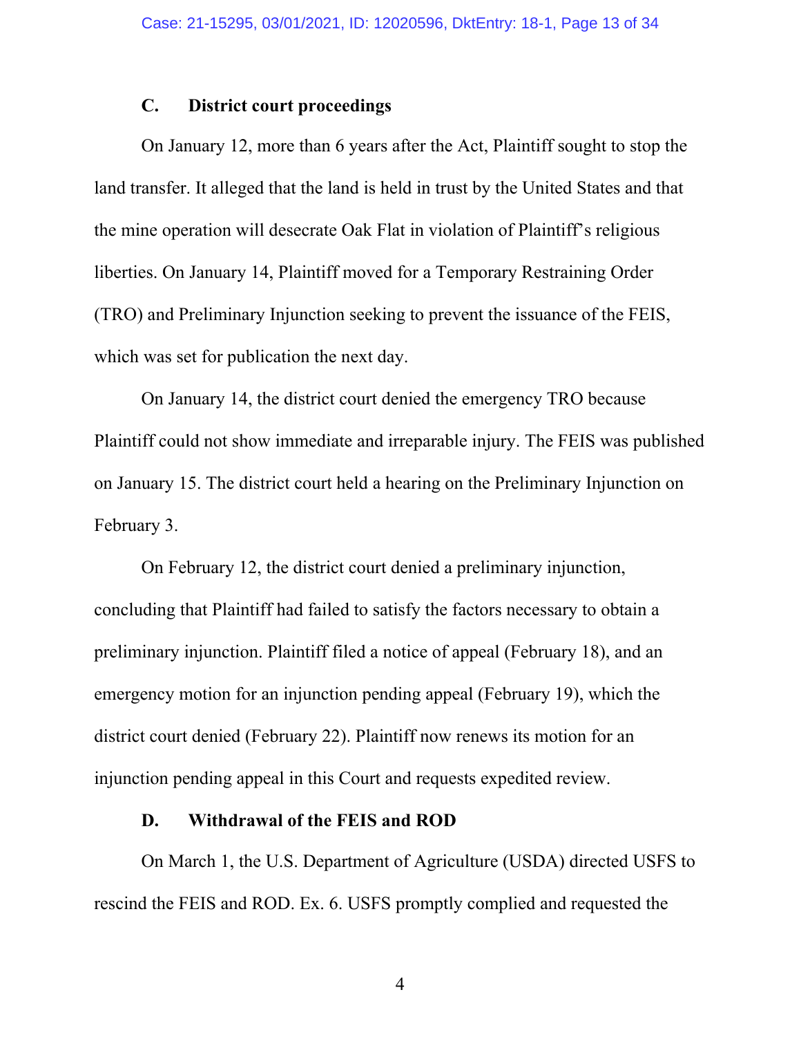### C. District court proceedings

On January 12, more than 6 years after the Act, Plaintiff sought to stop the land transfer. It alleged that the land is held in trust by the United States and that the mine operation will desecrate Oak Flat in violation of Plaintiff's religious liberties. On January 14, Plaintiff moved for a Temporary Restraining Order (TRO) and Preliminary Injunction seeking to prevent the issuance of the FEIS, which was set for publication the next day.

On January 14, the district court denied the emergency TRO because Plaintiff could not show immediate and irreparable injury. The FEIS was published on January 15. The district court held a hearing on the Preliminary Injunction on February 3.

On February 12, the district court denied a preliminary injunction, concluding that Plaintiff had failed to satisfy the factors necessary to obtain a preliminary injunction. Plaintiff filed a notice of appeal (February 18), and an emergency motion for an injunction pending appeal (February 19), which the district court denied (February 22). Plaintiff now renews its motion for an injunction pending appeal in this Court and requests expedited review.

### D. Withdrawal of the FEIS and ROD

On March 1, the U.S. Department of Agriculture (USDA) directed USFS to rescind the FEIS and ROD. Ex. 6. USFS promptly complied and requested the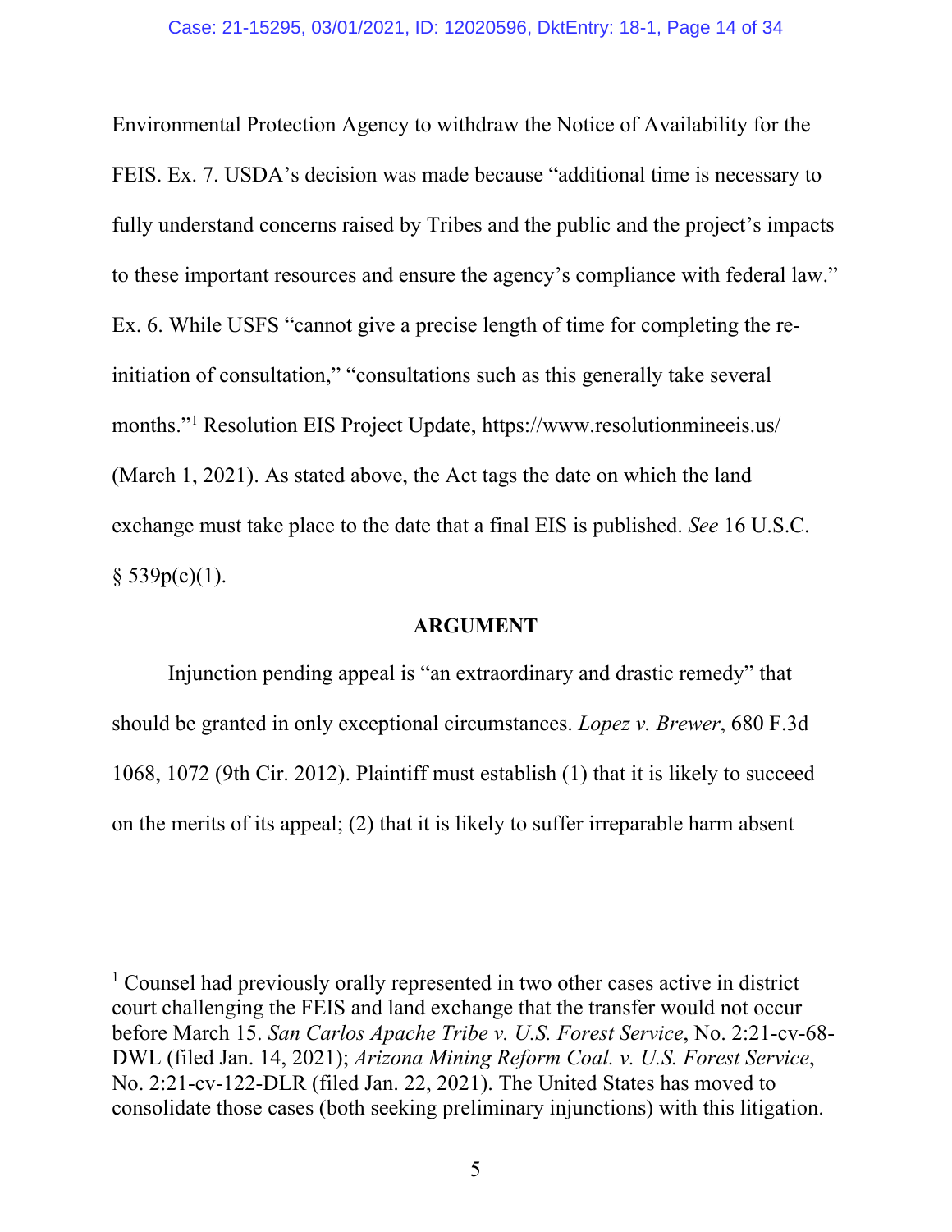Environmental Protection Agency to withdraw the Notice of Availability for the FEIS. Ex. 7. USDA's decision was made because "additional time is necessary to fully understand concerns raised by Tribes and the public and the project's impacts to these important resources and ensure the agency's compliance with federal law." Ex. 6. While USFS "cannot give a precise length of time for completing the re-initiation of consultation," "consultations such as this generally take several months."[1] Resolution EIS Project Update, https://www.resolutionmineeis.us/ (March 1, 2021). As stated above, the Act tags the date on which the land exchange must take place to the date that a final EIS is published. *See* 16 U.S.C. § 539p(c)(1).

## ARGUMENT

Injunction pending appeal is "an extraordinary and drastic remedy" that should be granted in only exceptional circumstances. *Lopez v. Brewer*, 680 F.3d 1068, 1072 (9th Cir. 2012). Plaintiff must establish (1) that it is likely to succeed on the merits of its appeal; (2) that it is likely to suffer irreparable harm absent

---

[1] Counsel had previously orally represented in two other cases active in district court challenging the FEIS and land exchange that the transfer would not occur before March 15. *San Carlos Apache Tribe v. U.S. Forest Service*, No. 2:21-cv-68-DWL (filed Jan. 14, 2021); *Arizona Mining Reform Coal. v. U.S. Forest Service*, No. 2:21-cv-122-DLR (filed Jan. 22, 2021). The United States has moved to consolidate those cases (both seeking preliminary injunctions) with this litigation.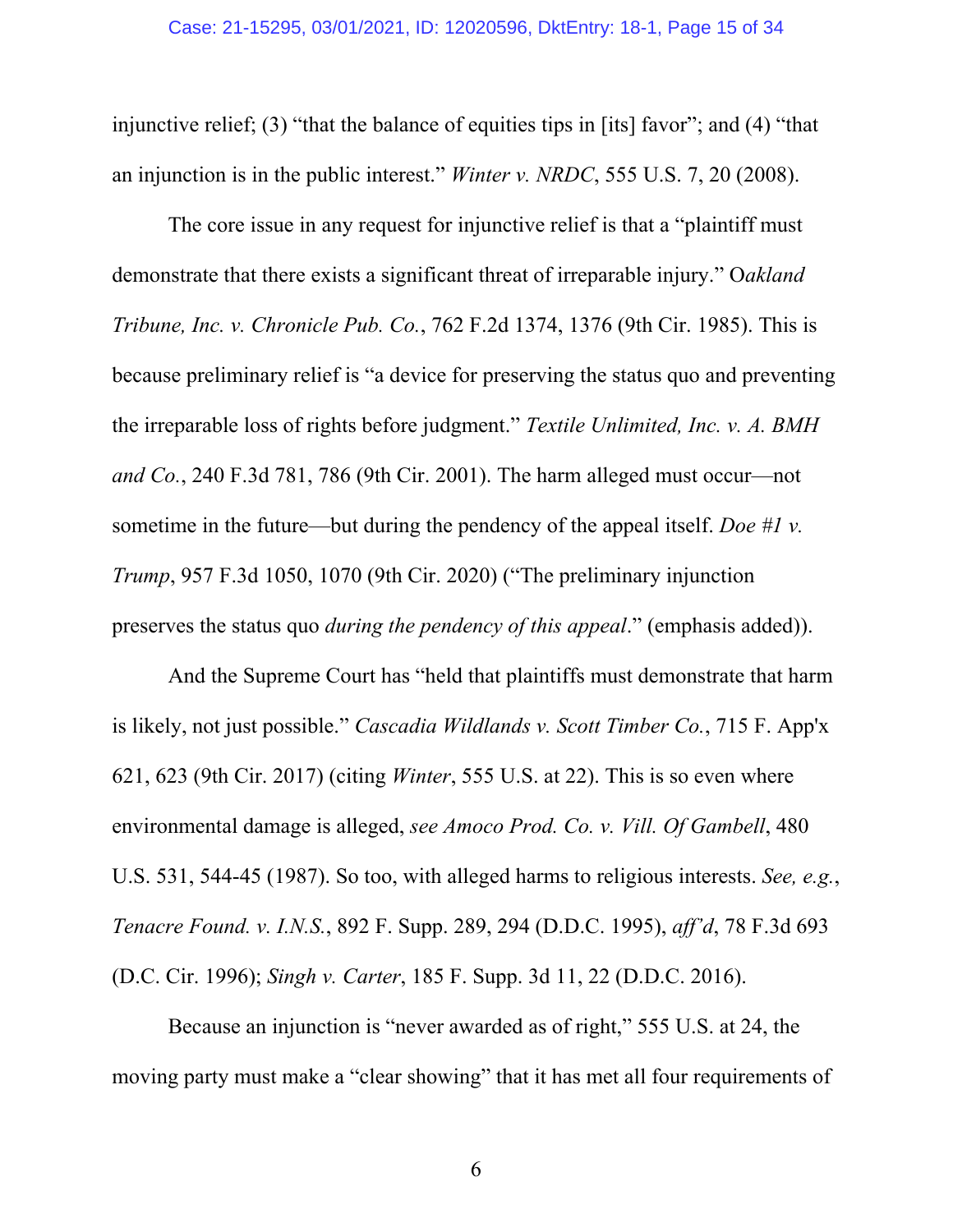injunctive relief; (3) "that the balance of equities tips in [its] favor"; and (4) "that an injunction is in the public interest." *Winter v. NRDC*, 555 U.S. 7, 20 (2008).

The core issue in any request for injunctive relief is that a "plaintiff must demonstrate that there exists a significant threat of irreparable injury." O*akland Tribune, Inc. v. Chronicle Pub. Co.*, 762 F.2d 1374, 1376 (9th Cir. 1985). This is because preliminary relief is "a device for preserving the status quo and preventing the irreparable loss of rights before judgment." *Textile Unlimited, Inc. v. A. BMH and Co.*, 240 F.3d 781, 786 (9th Cir. 2001). The harm alleged must occur—not sometime in the future—but during the pendency of the appeal itself. *Doe #1 v. Trump*, 957 F.3d 1050, 1070 (9th Cir. 2020) ("The preliminary injunction preserves the status quo *during the pendency of this appeal*." (emphasis added)).

And the Supreme Court has "held that plaintiffs must demonstrate that harm is likely, not just possible." *Cascadia Wildlands v. Scott Timber Co.*, 715 F. App'x 621, 623 (9th Cir. 2017) (citing *Winter*, 555 U.S. at 22). This is so even where environmental damage is alleged, *see Amoco Prod. Co. v. Vill. Of Gambell*, 480 U.S. 531, 544-45 (1987). So too, with alleged harms to religious interests. *See, e.g.*, *Tenacre Found. v. I.N.S.*, 892 F. Supp. 289, 294 (D.D.C. 1995), *aff'd*, 78 F.3d 693 (D.C. Cir. 1996); *Singh v. Carter*, 185 F. Supp. 3d 11, 22 (D.D.C. 2016).

Because an injunction is "never awarded as of right," 555 U.S. at 24, the moving party must make a "clear showing" that it has met all four requirements of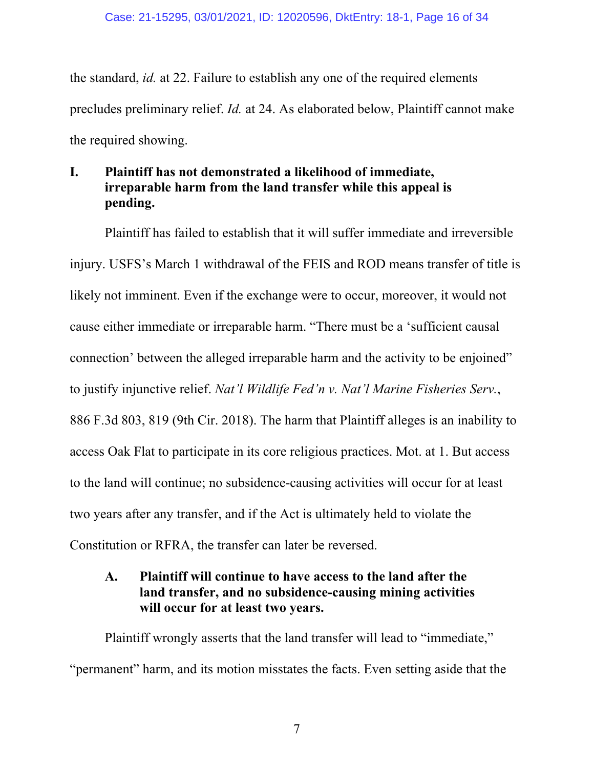the standard, *id.* at 22. Failure to establish any one of the required elements precludes preliminary relief. *Id.* at 24. As elaborated below, Plaintiff cannot make the required showing.

## I. Plaintiff has not demonstrated a likelihood of immediate, irreparable harm from the land transfer while this appeal is pending.

Plaintiff has failed to establish that it will suffer immediate and irreversible injury. USFS's March 1 withdrawal of the FEIS and ROD means transfer of title is likely not imminent. Even if the exchange were to occur, moreover, it would not cause either immediate or irreparable harm. "There must be a 'sufficient causal connection' between the alleged irreparable harm and the activity to be enjoined" to justify injunctive relief. *Nat'l Wildlife Fed'n v. Nat'l Marine Fisheries Serv.*, 886 F.3d 803, 819 (9th Cir. 2018). The harm that Plaintiff alleges is an inability to access Oak Flat to participate in its core religious practices. Mot. at 1. But access to the land will continue; no subsidence-causing activities will occur for at least two years after any transfer, and if the Act is ultimately held to violate the Constitution or RFRA, the transfer can later be reversed.

### A. Plaintiff will continue to have access to the land after the land transfer, and no subsidence-causing mining activities will occur for at least two years.

Plaintiff wrongly asserts that the land transfer will lead to "immediate," "permanent" harm, and its motion misstates the facts. Even setting aside that the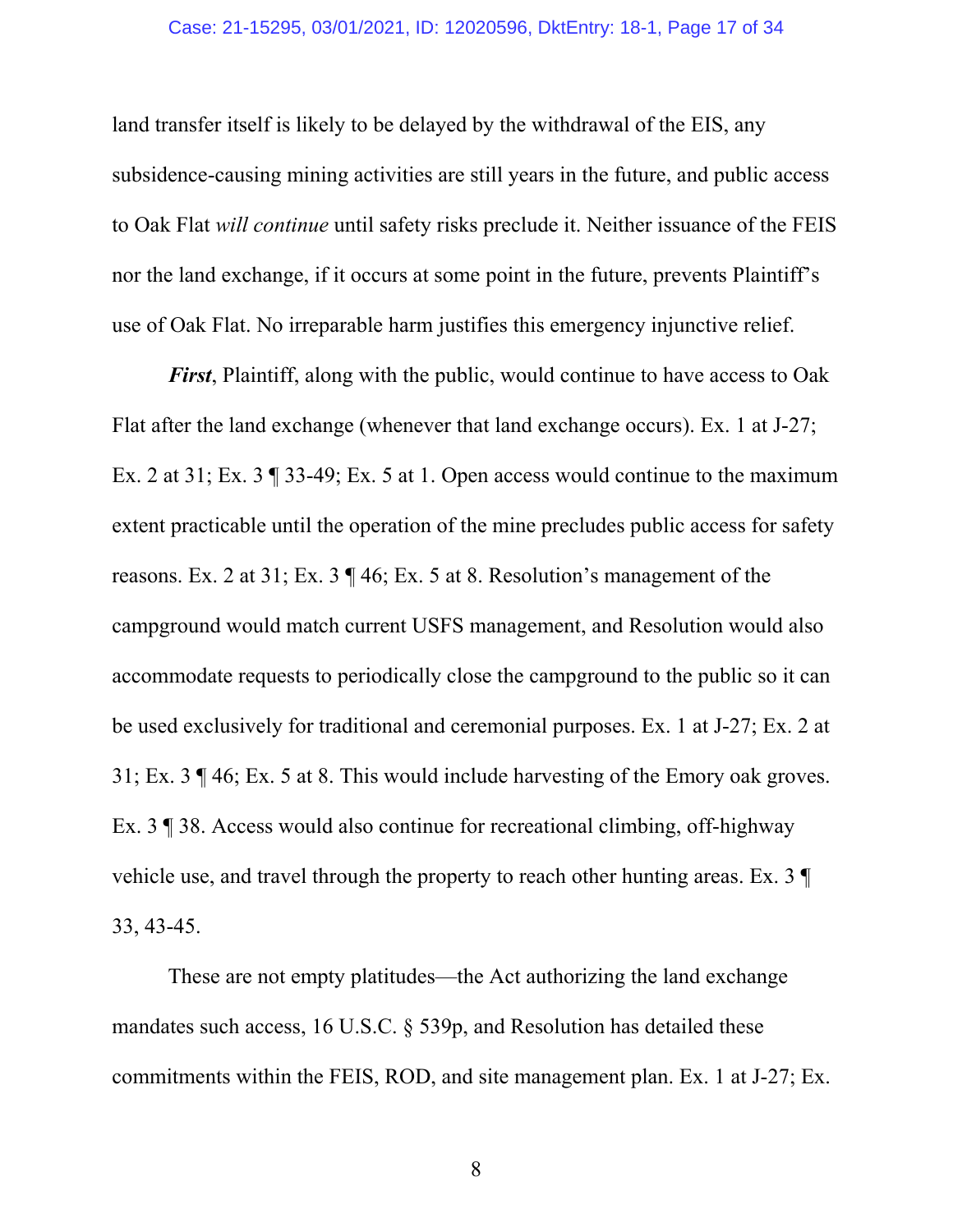land transfer itself is likely to be delayed by the withdrawal of the EIS, any subsidence-causing mining activities are still years in the future, and public access to Oak Flat *will continue* until safety risks preclude it. Neither issuance of the FEIS nor the land exchange, if it occurs at some point in the future, prevents Plaintiff's use of Oak Flat. No irreparable harm justifies this emergency injunctive relief.

***First***, Plaintiff, along with the public, would continue to have access to Oak Flat after the land exchange (whenever that land exchange occurs). Ex. 1 at J-27; Ex. 2 at 31; Ex. 3 ¶ 33-49; Ex. 5 at 1. Open access would continue to the maximum extent practicable until the operation of the mine precludes public access for safety reasons. Ex. 2 at 31; Ex. 3 ¶ 46; Ex. 5 at 8. Resolution's management of the campground would match current USFS management, and Resolution would also accommodate requests to periodically close the campground to the public so it can be used exclusively for traditional and ceremonial purposes. Ex. 1 at J-27; Ex. 2 at 31; Ex. 3 ¶ 46; Ex. 5 at 8. This would include harvesting of the Emory oak groves. Ex. 3 ¶ 38. Access would also continue for recreational climbing, off-highway vehicle use, and travel through the property to reach other hunting areas. Ex. 3 ¶ 33, 43-45.

These are not empty platitudes—the Act authorizing the land exchange mandates such access, 16 U.S.C. § 539p, and Resolution has detailed these commitments within the FEIS, ROD, and site management plan. Ex. 1 at J-27; Ex.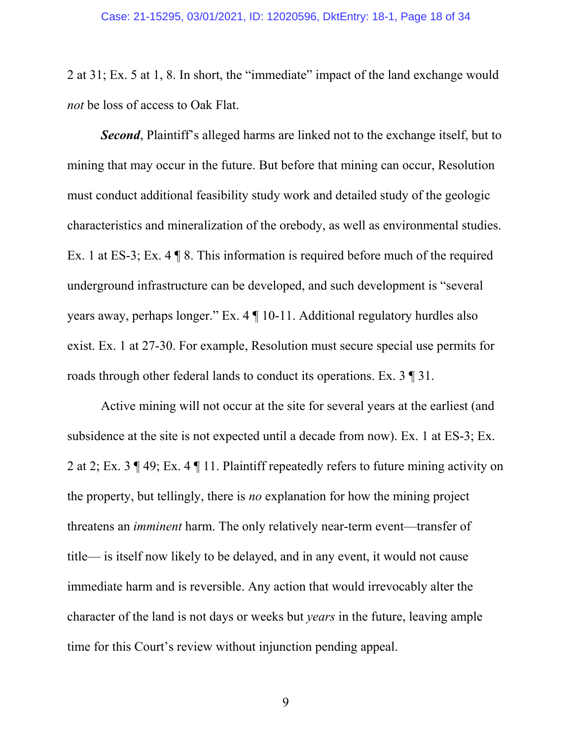2 at 31; Ex. 5 at 1, 8. In short, the "immediate" impact of the land exchange would *not* be loss of access to Oak Flat.

***Second***, Plaintiff's alleged harms are linked not to the exchange itself, but to mining that may occur in the future. But before that mining can occur, Resolution must conduct additional feasibility study work and detailed study of the geologic characteristics and mineralization of the orebody, as well as environmental studies. Ex. 1 at ES-3; Ex. 4 ¶ 8. This information is required before much of the required underground infrastructure can be developed, and such development is "several years away, perhaps longer." Ex. 4 ¶ 10-11. Additional regulatory hurdles also exist. Ex. 1 at 27-30. For example, Resolution must secure special use permits for roads through other federal lands to conduct its operations. Ex. 3 ¶ 31.

Active mining will not occur at the site for several years at the earliest (and subsidence at the site is not expected until a decade from now). Ex. 1 at ES-3; Ex. 2 at 2; Ex. 3 ¶ 49; Ex. 4 ¶ 11. Plaintiff repeatedly refers to future mining activity on the property, but tellingly, there is *no* explanation for how the mining project threatens an *imminent* harm. The only relatively near-term event—transfer of title— is itself now likely to be delayed, and in any event, it would not cause immediate harm and is reversible. Any action that would irrevocably alter the character of the land is not days or weeks but *years* in the future, leaving ample time for this Court's review without injunction pending appeal.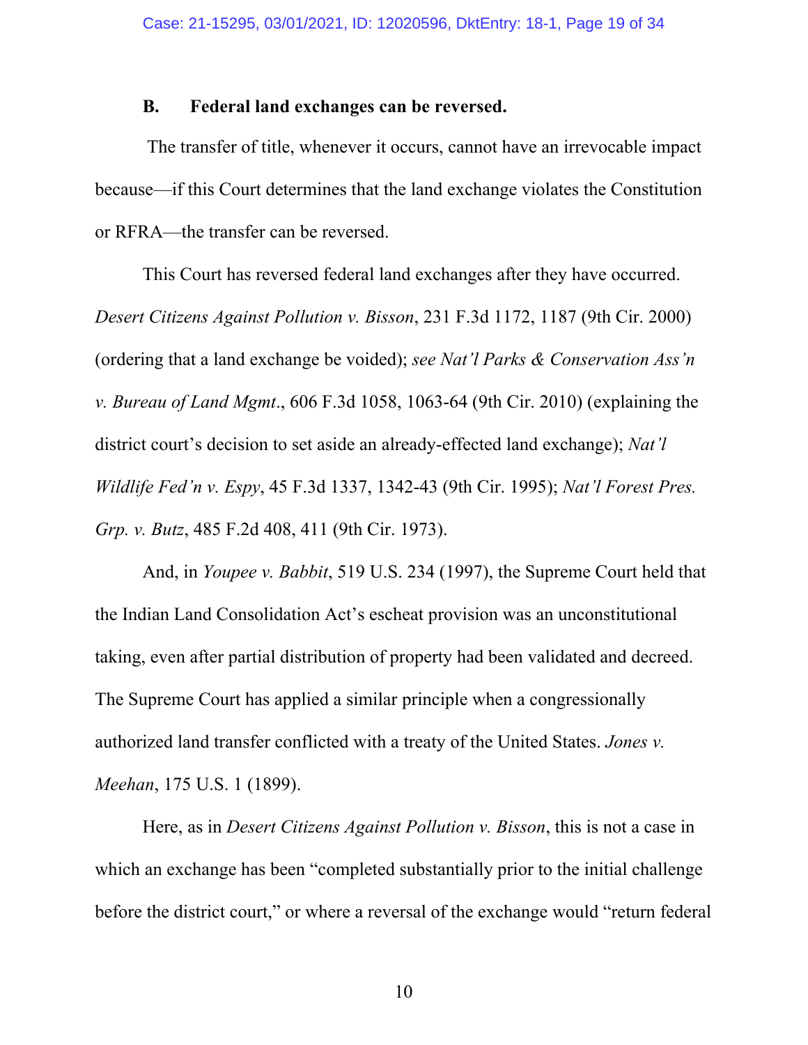### B. Federal land exchanges can be reversed.

The transfer of title, whenever it occurs, cannot have an irrevocable impact because—if this Court determines that the land exchange violates the Constitution or RFRA—the transfer can be reversed.

This Court has reversed federal land exchanges after they have occurred. *Desert Citizens Against Pollution v. Bisson*, 231 F.3d 1172, 1187 (9th Cir. 2000) (ordering that a land exchange be voided); *see Nat'l Parks & Conservation Ass'n v. Bureau of Land Mgmt*., 606 F.3d 1058, 1063-64 (9th Cir. 2010) (explaining the district court's decision to set aside an already-effected land exchange); *Nat'l Wildlife Fed'n v. Espy*, 45 F.3d 1337, 1342-43 (9th Cir. 1995); *Nat'l Forest Pres. Grp. v. Butz*, 485 F.2d 408, 411 (9th Cir. 1973).

And, in *Youpee v. Babbit*, 519 U.S. 234 (1997), the Supreme Court held that the Indian Land Consolidation Act's escheat provision was an unconstitutional taking, even after partial distribution of property had been validated and decreed. The Supreme Court has applied a similar principle when a congressionally authorized land transfer conflicted with a treaty of the United States. *Jones v. Meehan*, 175 U.S. 1 (1899).

Here, as in *Desert Citizens Against Pollution v. Bisson*, this is not a case in which an exchange has been "completed substantially prior to the initial challenge before the district court," or where a reversal of the exchange would "return federal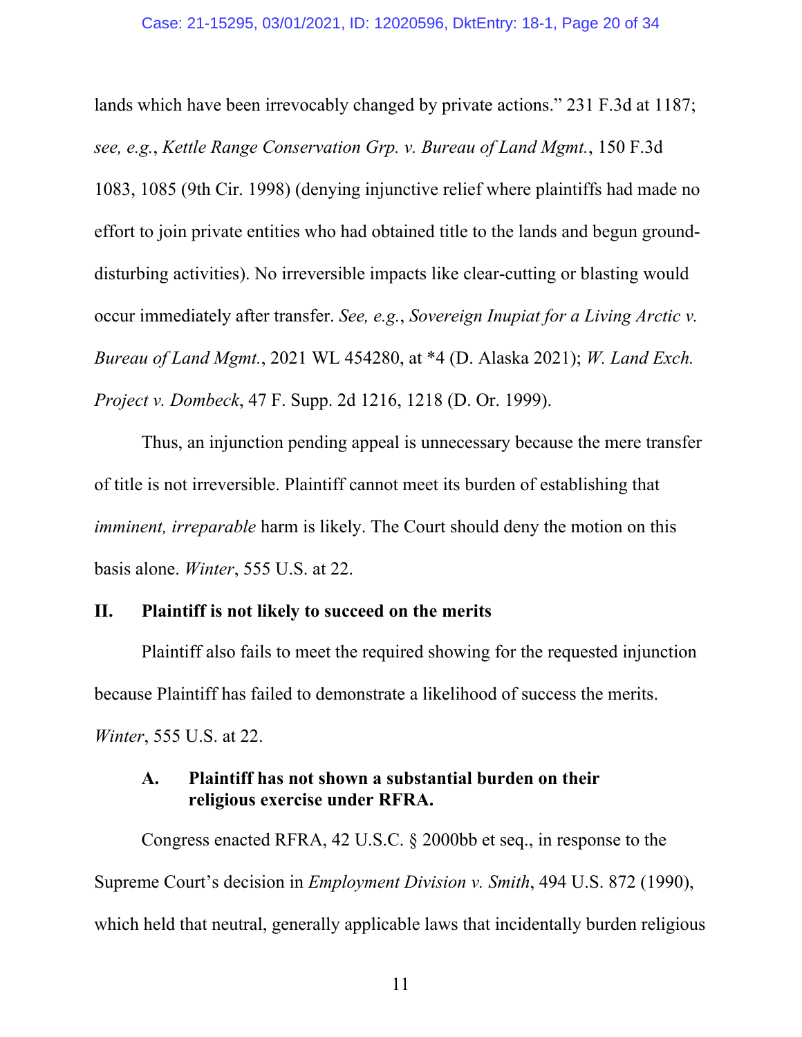lands which have been irrevocably changed by private actions." 231 F.3d at 1187; *see, e.g.*, *Kettle Range Conservation Grp. v. Bureau of Land Mgmt.*, 150 F.3d 1083, 1085 (9th Cir. 1998) (denying injunctive relief where plaintiffs had made no effort to join private entities who had obtained title to the lands and begun ground-disturbing activities). No irreversible impacts like clear-cutting or blasting would occur immediately after transfer. *See, e.g.*, *Sovereign Inupiat for a Living Arctic v. Bureau of Land Mgmt.*, 2021 WL 454280, at *4 (D. Alaska 2021); *W. Land Exch. Project v. Dombeck*, 47 F. Supp. 2d 1216, 1218 (D. Or. 1999).

Thus, an injunction pending appeal is unnecessary because the mere transfer of title is not irreversible. Plaintiff cannot meet its burden of establishing that *imminent, irreparable* harm is likely. The Court should deny the motion on this basis alone. *Winter*, 555 U.S. at 22.

## II. Plaintiff is not likely to succeed on the merits

Plaintiff also fails to meet the required showing for the requested injunction because Plaintiff has failed to demonstrate a likelihood of success the merits. *Winter*, 555 U.S. at 22.

### A. Plaintiff has not shown a substantial burden on their religious exercise under RFRA.

Congress enacted RFRA, 42 U.S.C. § 2000bb et seq., in response to the Supreme Court's decision in *Employment Division v. Smith*, 494 U.S. 872 (1990), which held that neutral, generally applicable laws that incidentally burden religious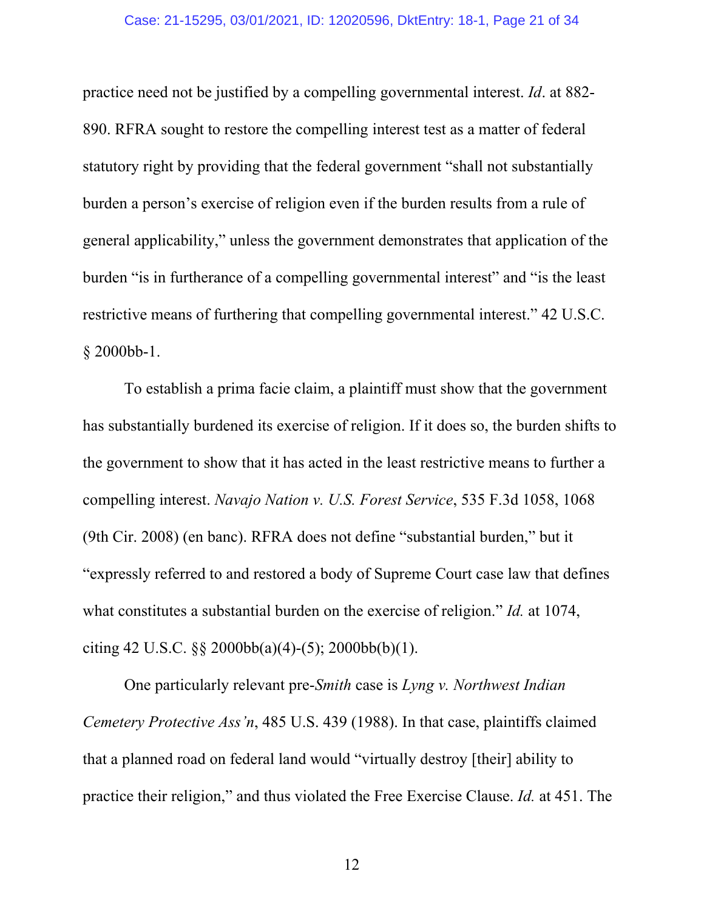practice need not be justified by a compelling governmental interest. *Id*. at 882-890. RFRA sought to restore the compelling interest test as a matter of federal statutory right by providing that the federal government "shall not substantially burden a person's exercise of religion even if the burden results from a rule of general applicability," unless the government demonstrates that application of the burden "is in furtherance of a compelling governmental interest" and "is the least restrictive means of furthering that compelling governmental interest." 42 U.S.C. § 2000bb-1.

To establish a prima facie claim, a plaintiff must show that the government has substantially burdened its exercise of religion. If it does so, the burden shifts to the government to show that it has acted in the least restrictive means to further a compelling interest. *Navajo Nation v. U.S. Forest Service*, 535 F.3d 1058, 1068 (9th Cir. 2008) (en banc). RFRA does not define "substantial burden," but it "expressly referred to and restored a body of Supreme Court case law that defines what constitutes a substantial burden on the exercise of religion." *Id.* at 1074, citing 42 U.S.C. §§ 2000bb(a)(4)-(5); 2000bb(b)(1).

One particularly relevant pre-*Smith* case is *Lyng v. Northwest Indian Cemetery Protective Ass'n*, 485 U.S. 439 (1988). In that case, plaintiffs claimed that a planned road on federal land would "virtually destroy [their] ability to practice their religion," and thus violated the Free Exercise Clause. *Id.* at 451. The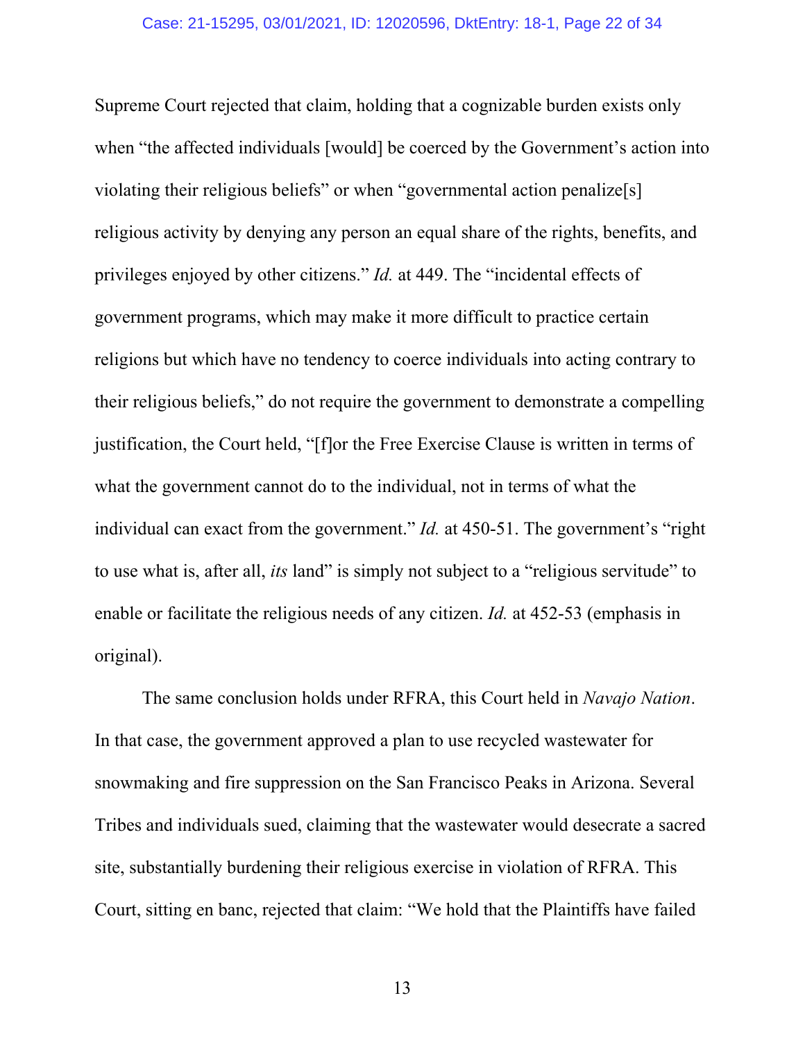Supreme Court rejected that claim, holding that a cognizable burden exists only when "the affected individuals [would] be coerced by the Government's action into violating their religious beliefs" or when "governmental action penalize[s] religious activity by denying any person an equal share of the rights, benefits, and privileges enjoyed by other citizens." *Id.* at 449. The "incidental effects of government programs, which may make it more difficult to practice certain religions but which have no tendency to coerce individuals into acting contrary to their religious beliefs," do not require the government to demonstrate a compelling justification, the Court held, "[f]or the Free Exercise Clause is written in terms of what the government cannot do to the individual, not in terms of what the individual can exact from the government." *Id.* at 450-51. The government's "right to use what is, after all, *its* land" is simply not subject to a "religious servitude" to enable or facilitate the religious needs of any citizen. *Id.* at 452-53 (emphasis in original).

The same conclusion holds under RFRA, this Court held in *Navajo Nation*. In that case, the government approved a plan to use recycled wastewater for snowmaking and fire suppression on the San Francisco Peaks in Arizona. Several Tribes and individuals sued, claiming that the wastewater would desecrate a sacred site, substantially burdening their religious exercise in violation of RFRA. This Court, sitting en banc, rejected that claim: "We hold that the Plaintiffs have failed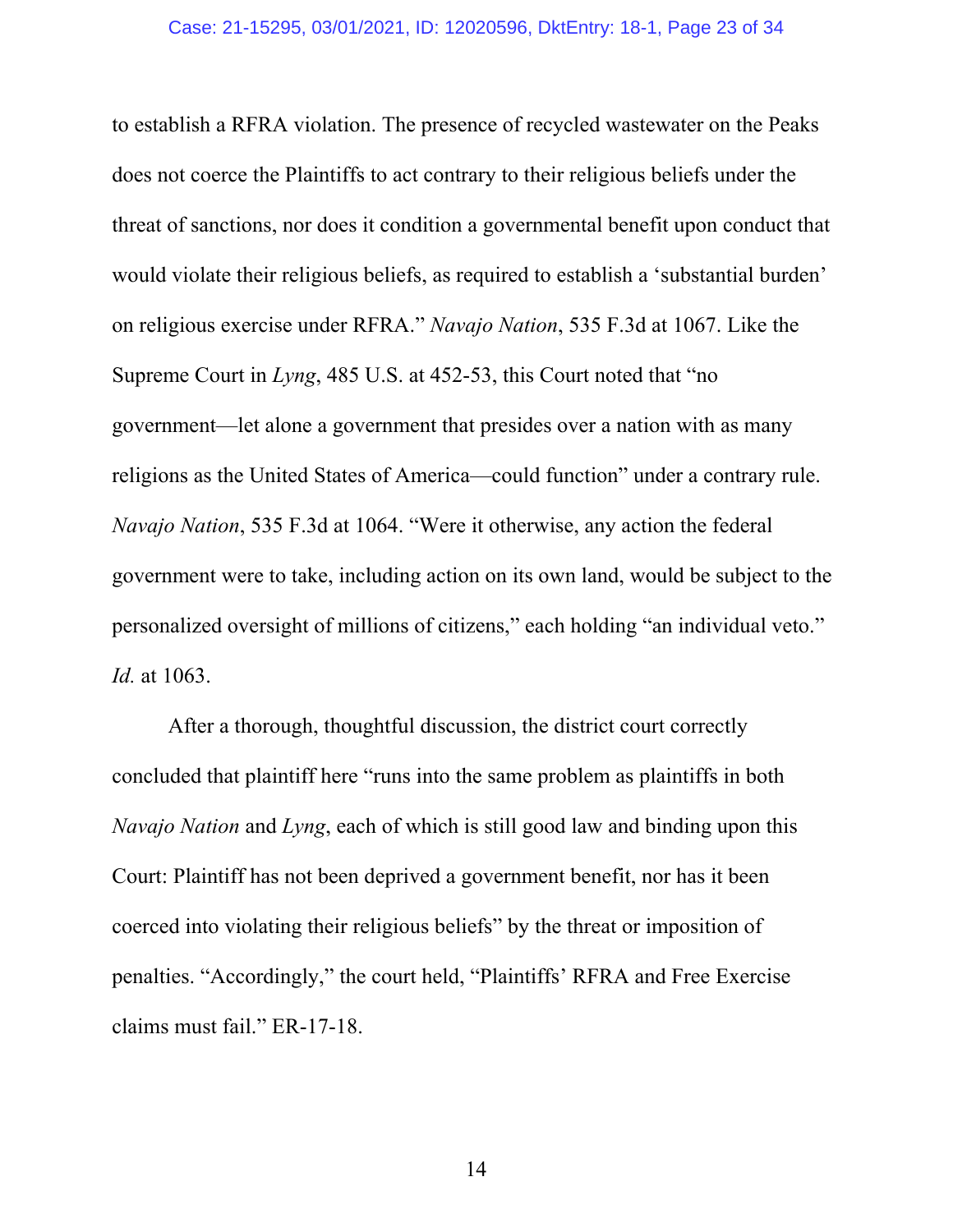to establish a RFRA violation. The presence of recycled wastewater on the Peaks does not coerce the Plaintiffs to act contrary to their religious beliefs under the threat of sanctions, nor does it condition a governmental benefit upon conduct that would violate their religious beliefs, as required to establish a 'substantial burden' on religious exercise under RFRA." *Navajo Nation*, 535 F.3d at 1067. Like the Supreme Court in *Lyng*, 485 U.S. at 452-53, this Court noted that "no government—let alone a government that presides over a nation with as many religions as the United States of America—could function" under a contrary rule. *Navajo Nation*, 535 F.3d at 1064. "Were it otherwise, any action the federal government were to take, including action on its own land, would be subject to the personalized oversight of millions of citizens," each holding "an individual veto." *Id.* at 1063.

After a thorough, thoughtful discussion, the district court correctly concluded that plaintiff here "runs into the same problem as plaintiffs in both *Navajo Nation* and *Lyng*, each of which is still good law and binding upon this Court: Plaintiff has not been deprived a government benefit, nor has it been coerced into violating their religious beliefs" by the threat or imposition of penalties. "Accordingly," the court held, "Plaintiffs' RFRA and Free Exercise claims must fail." ER-17-18.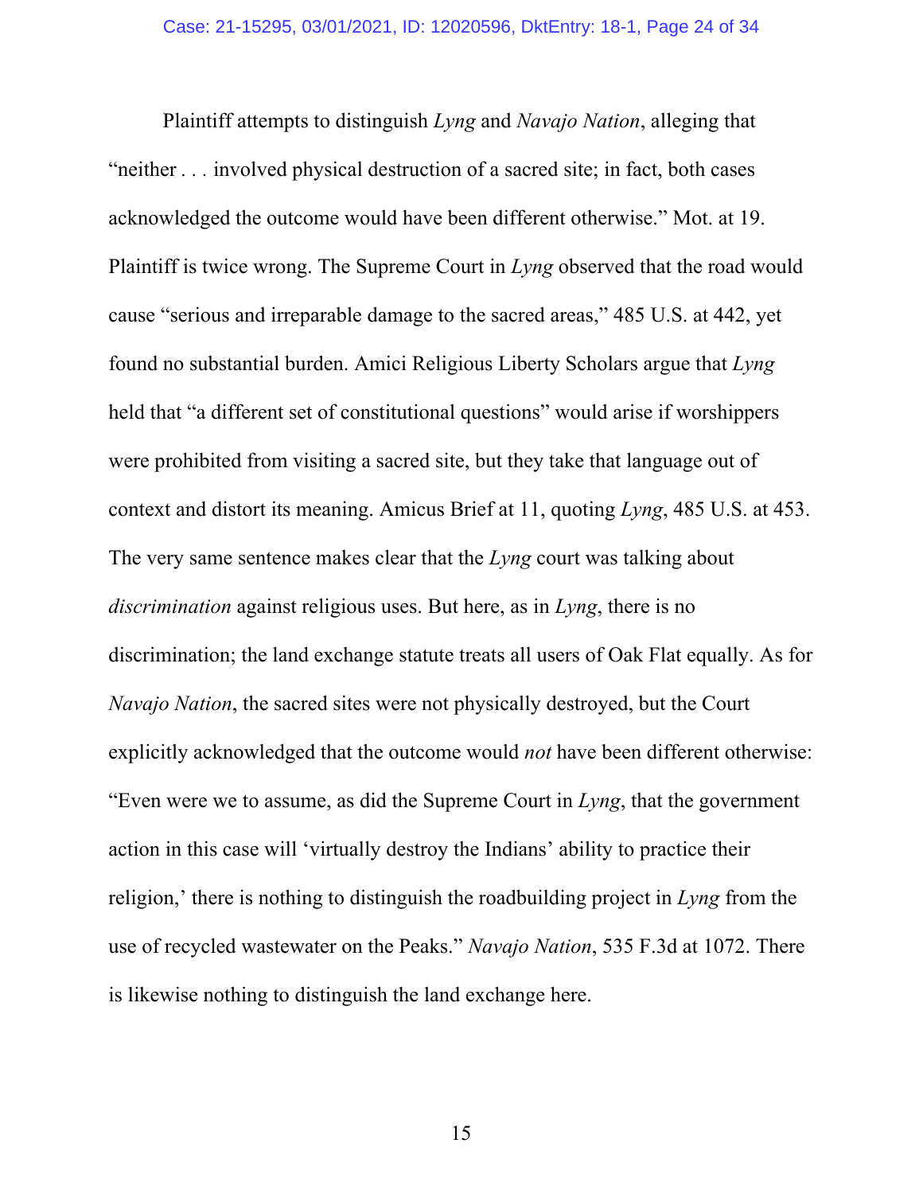Plaintiff attempts to distinguish *Lyng* and *Navajo Nation*, alleging that "neither . . . involved physical destruction of a sacred site; in fact, both cases acknowledged the outcome would have been different otherwise." Mot. at 19. Plaintiff is twice wrong. The Supreme Court in *Lyng* observed that the road would cause "serious and irreparable damage to the sacred areas," 485 U.S. at 442, yet found no substantial burden. Amici Religious Liberty Scholars argue that *Lyng* held that "a different set of constitutional questions" would arise if worshippers were prohibited from visiting a sacred site, but they take that language out of context and distort its meaning. Amicus Brief at 11, quoting *Lyng*, 485 U.S. at 453. The very same sentence makes clear that the *Lyng* court was talking about *discrimination* against religious uses. But here, as in *Lyng*, there is no discrimination; the land exchange statute treats all users of Oak Flat equally. As for *Navajo Nation*, the sacred sites were not physically destroyed, but the Court explicitly acknowledged that the outcome would *not* have been different otherwise: "Even were we to assume, as did the Supreme Court in *Lyng*, that the government action in this case will 'virtually destroy the Indians' ability to practice their religion,' there is nothing to distinguish the roadbuilding project in *Lyng* from the use of recycled wastewater on the Peaks." *Navajo Nation*, 535 F.3d at 1072. There is likewise nothing to distinguish the land exchange here.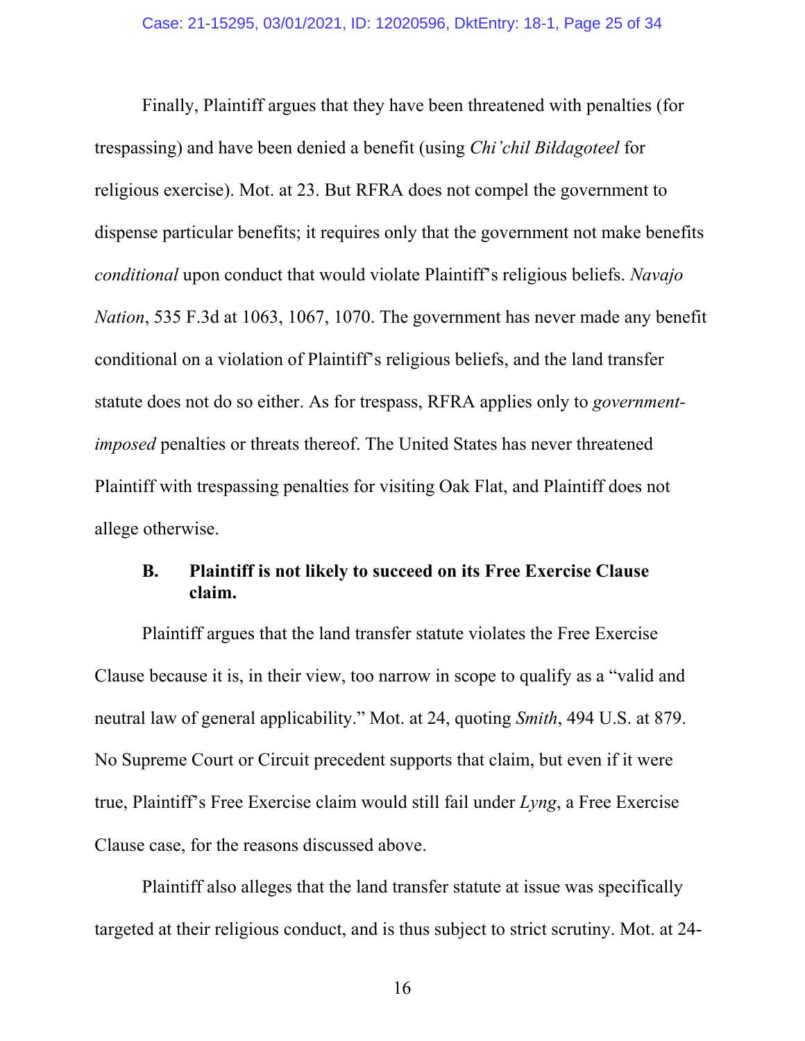Finally, Plaintiff argues that they have been threatened with penalties (for trespassing) and have been denied a benefit (using *Chi'chil Biłdagoteel* for religious exercise). Mot. at 23. But RFRA does not compel the government to dispense particular benefits; it requires only that the government not make benefits *conditional* upon conduct that would violate Plaintiff's religious beliefs. *Navajo Nation*, 535 F.3d at 1063, 1067, 1070. The government has never made any benefit conditional on a violation of Plaintiff's religious beliefs, and the land transfer statute does not do so either. As for trespass, RFRA applies only to *government-imposed* penalties or threats thereof. The United States has never threatened Plaintiff with trespassing penalties for visiting Oak Flat, and Plaintiff does not allege otherwise.

### B. Plaintiff is not likely to succeed on its Free Exercise Clause claim.

Plaintiff argues that the land transfer statute violates the Free Exercise Clause because it is, in their view, too narrow in scope to qualify as a "valid and neutral law of general applicability." Mot. at 24, quoting *Smith*, 494 U.S. at 879. No Supreme Court or Circuit precedent supports that claim, but even if it were true, Plaintiff's Free Exercise claim would still fail under *Lyng*, a Free Exercise Clause case, for the reasons discussed above.

Plaintiff also alleges that the land transfer statute at issue was specifically targeted at their religious conduct, and is thus subject to strict scrutiny. Mot. at 24-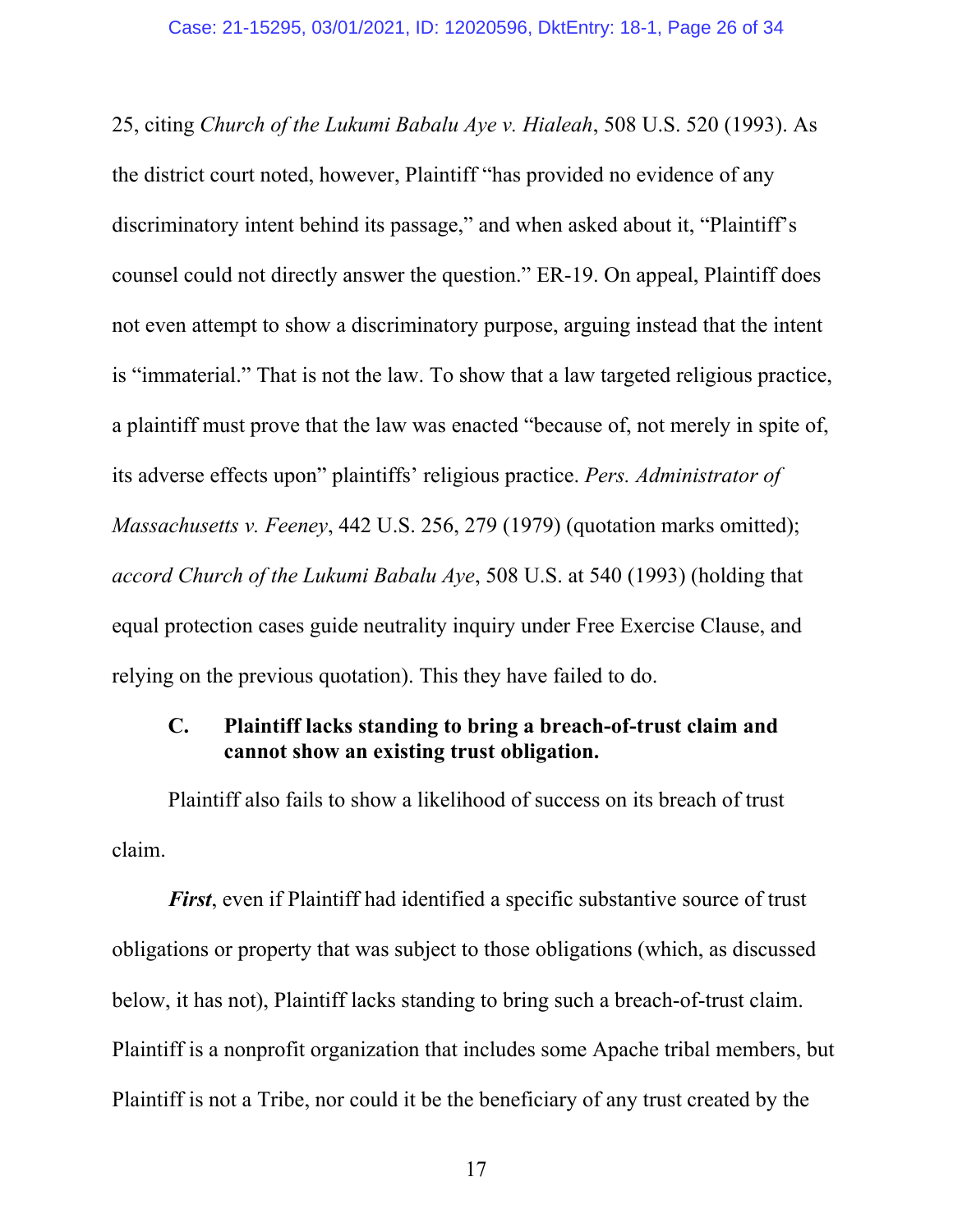25, citing *Church of the Lukumi Babalu Aye v. Hialeah*, 508 U.S. 520 (1993). As the district court noted, however, Plaintiff "has provided no evidence of any discriminatory intent behind its passage," and when asked about it, "Plaintiff's counsel could not directly answer the question." ER-19. On appeal, Plaintiff does not even attempt to show a discriminatory purpose, arguing instead that the intent is "immaterial." That is not the law. To show that a law targeted religious practice, a plaintiff must prove that the law was enacted "because of, not merely in spite of, its adverse effects upon" plaintiffs' religious practice. *Pers. Administrator of Massachusetts v. Feeney*, 442 U.S. 256, 279 (1979) (quotation marks omitted); *accord Church of the Lukumi Babalu Aye*, 508 U.S. at 540 (1993) (holding that equal protection cases guide neutrality inquiry under Free Exercise Clause, and relying on the previous quotation). This they have failed to do.

### C. Plaintiff lacks standing to bring a breach-of-trust claim and cannot show an existing trust obligation.

Plaintiff also fails to show a likelihood of success on its breach of trust claim.

***First***, even if Plaintiff had identified a specific substantive source of trust obligations or property that was subject to those obligations (which, as discussed below, it has not), Plaintiff lacks standing to bring such a breach-of-trust claim. Plaintiff is a nonprofit organization that includes some Apache tribal members, but Plaintiff is not a Tribe, nor could it be the beneficiary of any trust created by the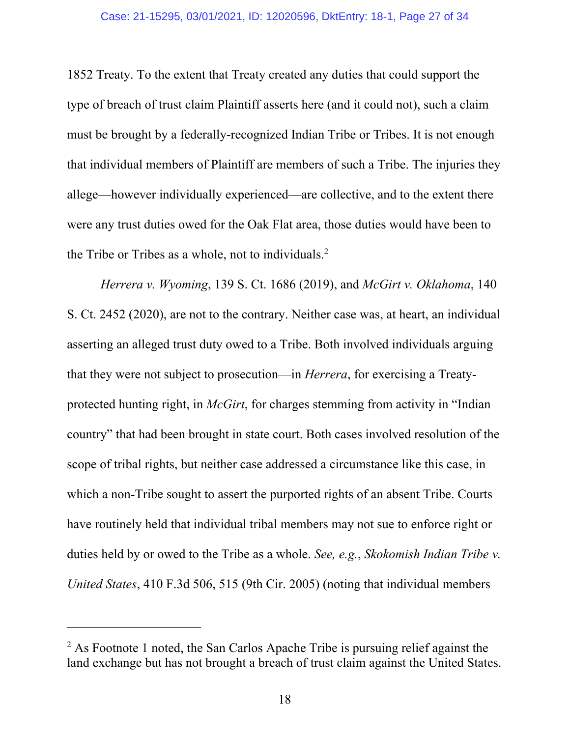1852 Treaty. To the extent that Treaty created any duties that could support the type of breach of trust claim Plaintiff asserts here (and it could not), such a claim must be brought by a federally-recognized Indian Tribe or Tribes. It is not enough that individual members of Plaintiff are members of such a Tribe. The injuries they allege—however individually experienced—are collective, and to the extent there were any trust duties owed for the Oak Flat area, those duties would have been to the Tribe or Tribes as a whole, not to individuals.[2]

*Herrera v. Wyoming*, 139 S. Ct. 1686 (2019), and *McGirt v. Oklahoma*, 140 S. Ct. 2452 (2020), are not to the contrary. Neither case was, at heart, an individual asserting an alleged trust duty owed to a Tribe. Both involved individuals arguing that they were not subject to prosecution—in *Herrera*, for exercising a Treaty-protected hunting right, in *McGirt*, for charges stemming from activity in "Indian country" that had been brought in state court. Both cases involved resolution of the scope of tribal rights, but neither case addressed a circumstance like this case, in which a non-Tribe sought to assert the purported rights of an absent Tribe. Courts have routinely held that individual tribal members may not sue to enforce right or duties held by or owed to the Tribe as a whole. *See, e.g.*, *Skokomish Indian Tribe v. United States*, 410 F.3d 506, 515 (9th Cir. 2005) (noting that individual members

---

[2] As Footnote 1 noted, the San Carlos Apache Tribe is pursuing relief against the land exchange but has not brought a breach of trust claim against the United States.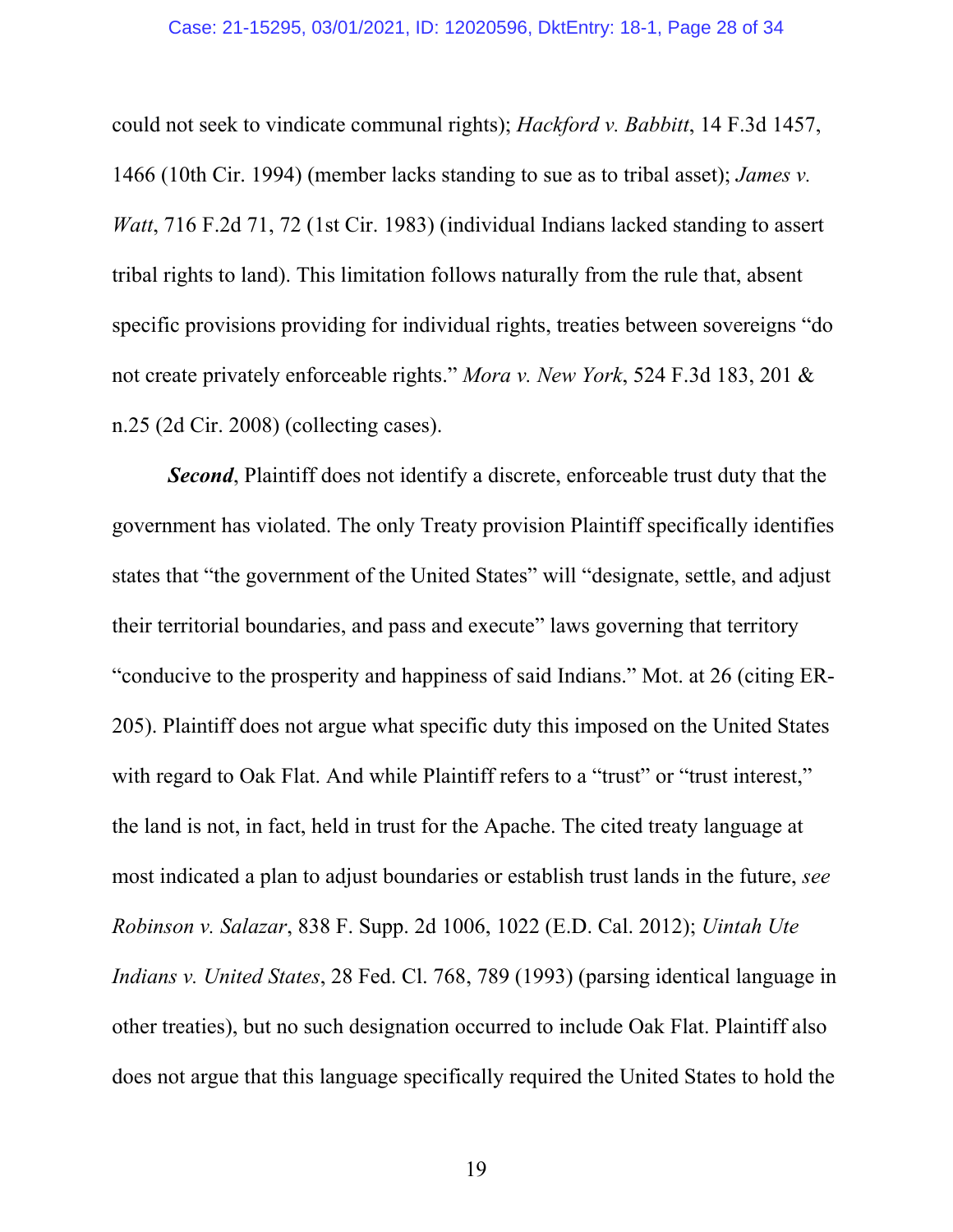could not seek to vindicate communal rights); *Hackford v. Babbitt*, 14 F.3d 1457, 1466 (10th Cir. 1994) (member lacks standing to sue as to tribal asset); *James v. Watt*, 716 F.2d 71, 72 (1st Cir. 1983) (individual Indians lacked standing to assert tribal rights to land). This limitation follows naturally from the rule that, absent specific provisions providing for individual rights, treaties between sovereigns "do not create privately enforceable rights." *Mora v. New York*, 524 F.3d 183, 201 & n.25 (2d Cir. 2008) (collecting cases).

***Second***, Plaintiff does not identify a discrete, enforceable trust duty that the government has violated. The only Treaty provision Plaintiff specifically identifies states that "the government of the United States" will "designate, settle, and adjust their territorial boundaries, and pass and execute" laws governing that territory "conducive to the prosperity and happiness of said Indians." Mot. at 26 (citing ER-205). Plaintiff does not argue what specific duty this imposed on the United States with regard to Oak Flat. And while Plaintiff refers to a "trust" or "trust interest," the land is not, in fact, held in trust for the Apache. The cited treaty language at most indicated a plan to adjust boundaries or establish trust lands in the future, *see Robinson v. Salazar*, 838 F. Supp. 2d 1006, 1022 (E.D. Cal. 2012); *Uintah Ute Indians v. United States*, 28 Fed. Cl. 768, 789 (1993) (parsing identical language in other treaties), but no such designation occurred to include Oak Flat. Plaintiff also does not argue that this language specifically required the United States to hold the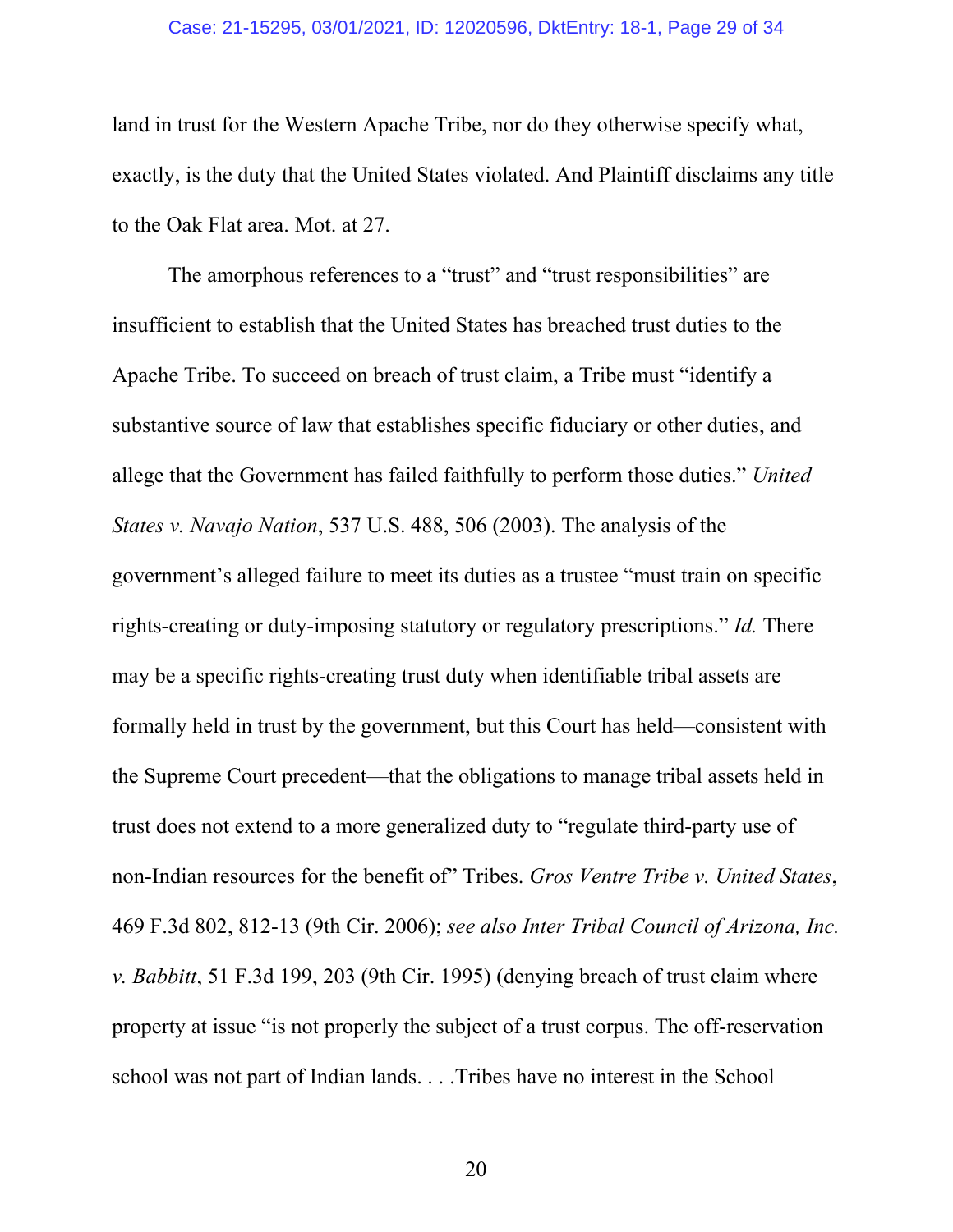land in trust for the Western Apache Tribe, nor do they otherwise specify what, exactly, is the duty that the United States violated. And Plaintiff disclaims any title to the Oak Flat area. Mot. at 27.

The amorphous references to a "trust" and "trust responsibilities" are insufficient to establish that the United States has breached trust duties to the Apache Tribe. To succeed on breach of trust claim, a Tribe must "identify a substantive source of law that establishes specific fiduciary or other duties, and allege that the Government has failed faithfully to perform those duties." *United States v. Navajo Nation*, 537 U.S. 488, 506 (2003). The analysis of the government's alleged failure to meet its duties as a trustee "must train on specific rights-creating or duty-imposing statutory or regulatory prescriptions." *Id.* There may be a specific rights-creating trust duty when identifiable tribal assets are formally held in trust by the government, but this Court has held—consistent with the Supreme Court precedent—that the obligations to manage tribal assets held in trust does not extend to a more generalized duty to "regulate third-party use of non-Indian resources for the benefit of" Tribes. *Gros Ventre Tribe v. United States*, 469 F.3d 802, 812-13 (9th Cir. 2006); *see also Inter Tribal Council of Arizona, Inc. v. Babbitt*, 51 F.3d 199, 203 (9th Cir. 1995) (denying breach of trust claim where property at issue "is not properly the subject of a trust corpus. The off-reservation school was not part of Indian lands. . . .Tribes have no interest in the School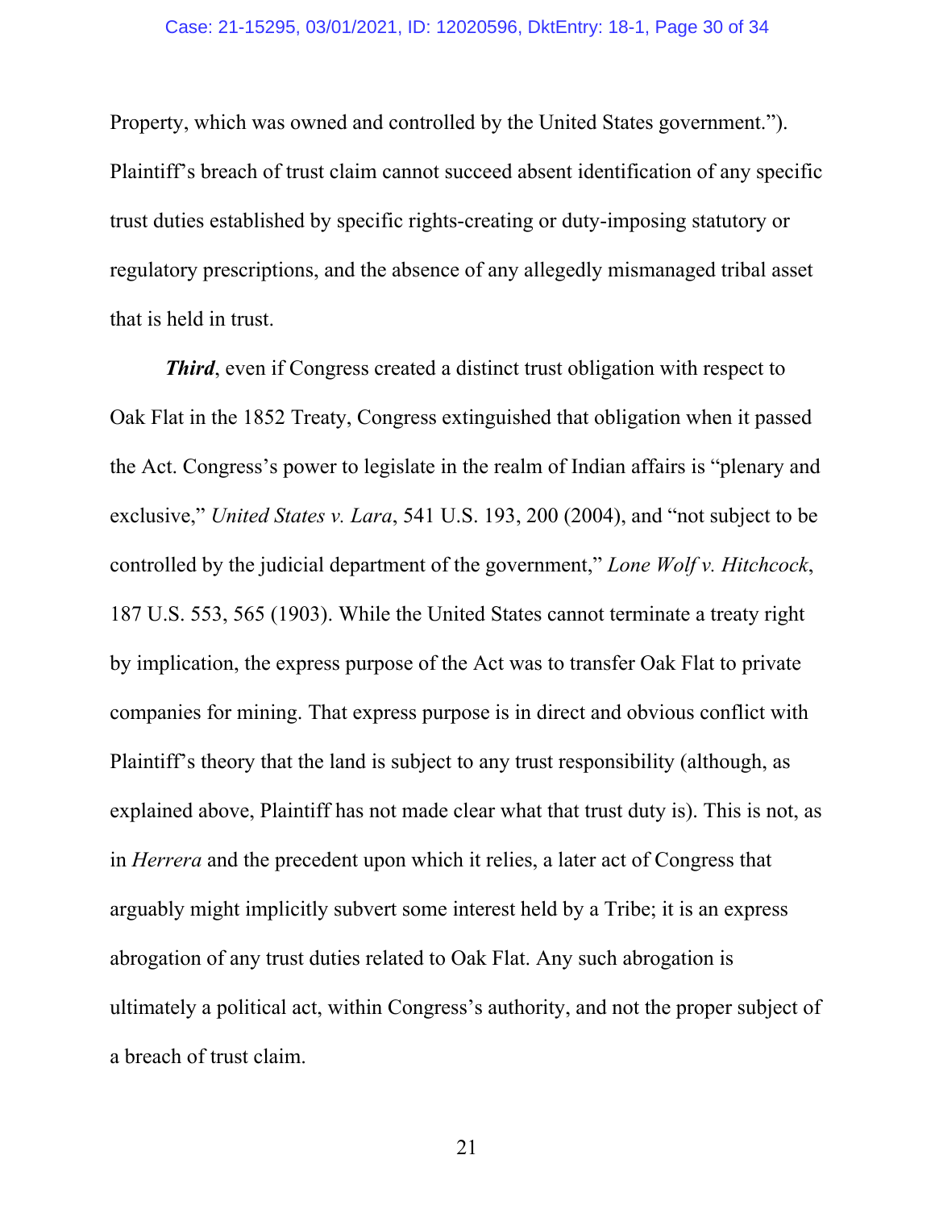Property, which was owned and controlled by the United States government."). Plaintiff's breach of trust claim cannot succeed absent identification of any specific trust duties established by specific rights-creating or duty-imposing statutory or regulatory prescriptions, and the absence of any allegedly mismanaged tribal asset that is held in trust.

***Third***, even if Congress created a distinct trust obligation with respect to Oak Flat in the 1852 Treaty, Congress extinguished that obligation when it passed the Act. Congress's power to legislate in the realm of Indian affairs is "plenary and exclusive," *United States v. Lara*, 541 U.S. 193, 200 (2004), and "not subject to be controlled by the judicial department of the government," *Lone Wolf v. Hitchcock*, 187 U.S. 553, 565 (1903). While the United States cannot terminate a treaty right by implication, the express purpose of the Act was to transfer Oak Flat to private companies for mining. That express purpose is in direct and obvious conflict with Plaintiff's theory that the land is subject to any trust responsibility (although, as explained above, Plaintiff has not made clear what that trust duty is). This is not, as in *Herrera* and the precedent upon which it relies, a later act of Congress that arguably might implicitly subvert some interest held by a Tribe; it is an express abrogation of any trust duties related to Oak Flat. Any such abrogation is ultimately a political act, within Congress's authority, and not the proper subject of a breach of trust claim.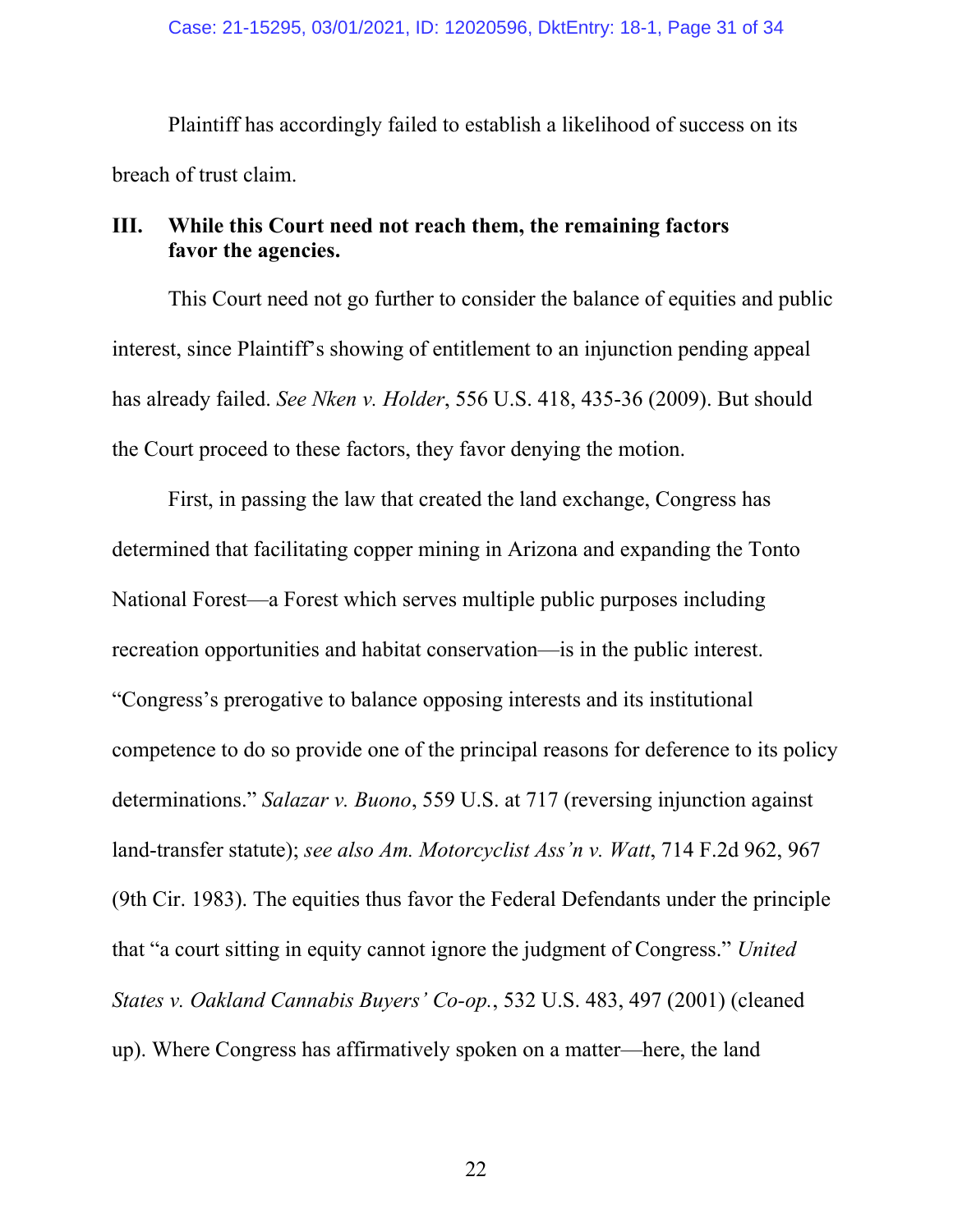Plaintiff has accordingly failed to establish a likelihood of success on its breach of trust claim.

## III. While this Court need not reach them, the remaining factors favor the agencies.

This Court need not go further to consider the balance of equities and public interest, since Plaintiff's showing of entitlement to an injunction pending appeal has already failed. *See Nken v. Holder*, 556 U.S. 418, 435-36 (2009). But should the Court proceed to these factors, they favor denying the motion.

First, in passing the law that created the land exchange, Congress has determined that facilitating copper mining in Arizona and expanding the Tonto National Forest—a Forest which serves multiple public purposes including recreation opportunities and habitat conservation—is in the public interest. "Congress's prerogative to balance opposing interests and its institutional competence to do so provide one of the principal reasons for deference to its policy determinations." *Salazar v. Buono*, 559 U.S. at 717 (reversing injunction against land-transfer statute); *see also Am. Motorcyclist Ass'n v. Watt*, 714 F.2d 962, 967 (9th Cir. 1983). The equities thus favor the Federal Defendants under the principle that "a court sitting in equity cannot ignore the judgment of Congress." *United States v. Oakland Cannabis Buyers' Co-op.*, 532 U.S. 483, 497 (2001) (cleaned up). Where Congress has affirmatively spoken on a matter—here, the land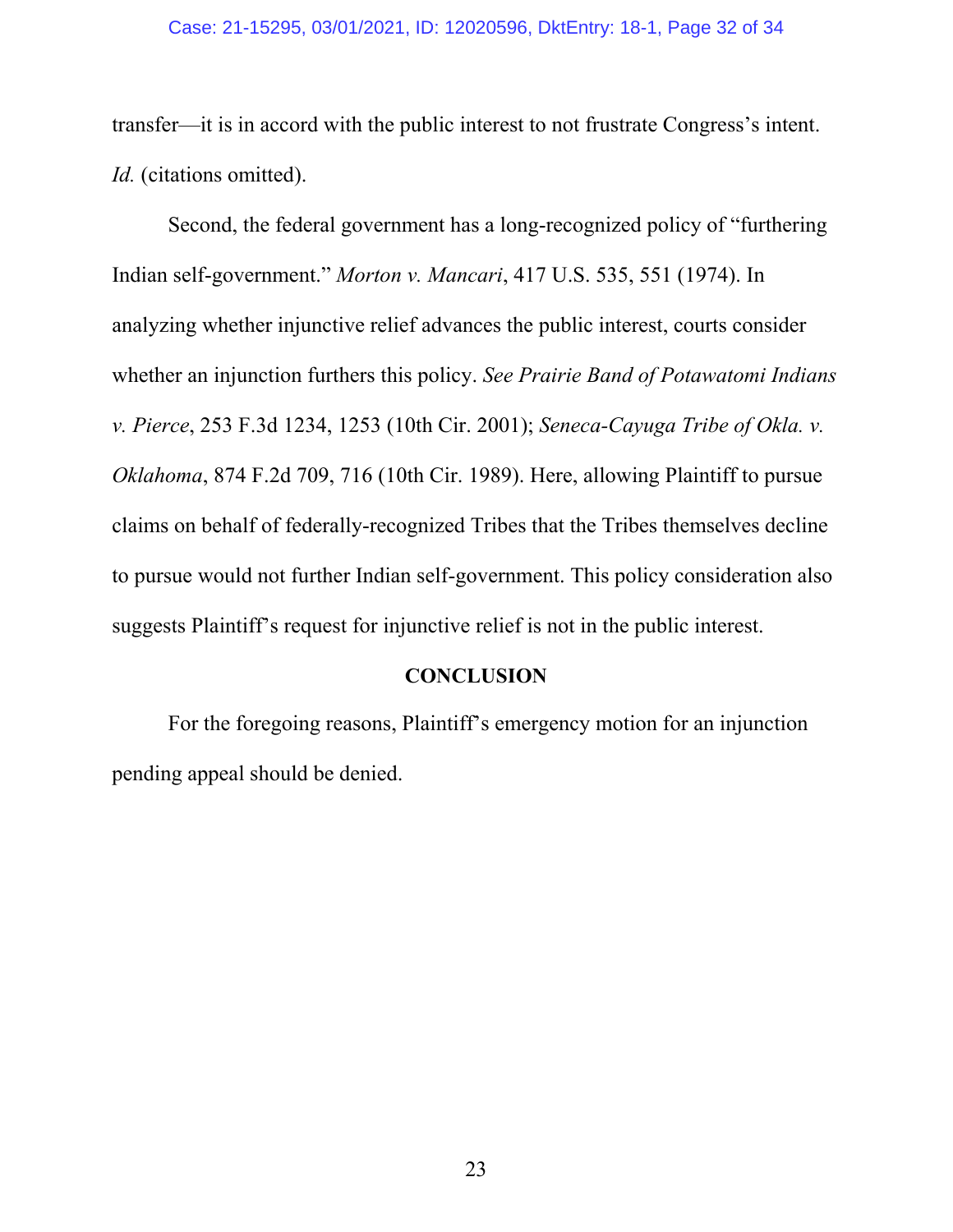transfer—it is in accord with the public interest to not frustrate Congress's intent. *Id.* (citations omitted).

Second, the federal government has a long-recognized policy of "furthering Indian self-government." *Morton v. Mancari*, 417 U.S. 535, 551 (1974). In analyzing whether injunctive relief advances the public interest, courts consider whether an injunction furthers this policy. *See Prairie Band of Potawatomi Indians v. Pierce*, 253 F.3d 1234, 1253 (10th Cir. 2001); *Seneca-Cayuga Tribe of Okla. v. Oklahoma*, 874 F.2d 709, 716 (10th Cir. 1989). Here, allowing Plaintiff to pursue claims on behalf of federally-recognized Tribes that the Tribes themselves decline to pursue would not further Indian self-government. This policy consideration also suggests Plaintiff's request for injunctive relief is not in the public interest.

## CONCLUSION

For the foregoing reasons, Plaintiff's emergency motion for an injunction pending appeal should be denied.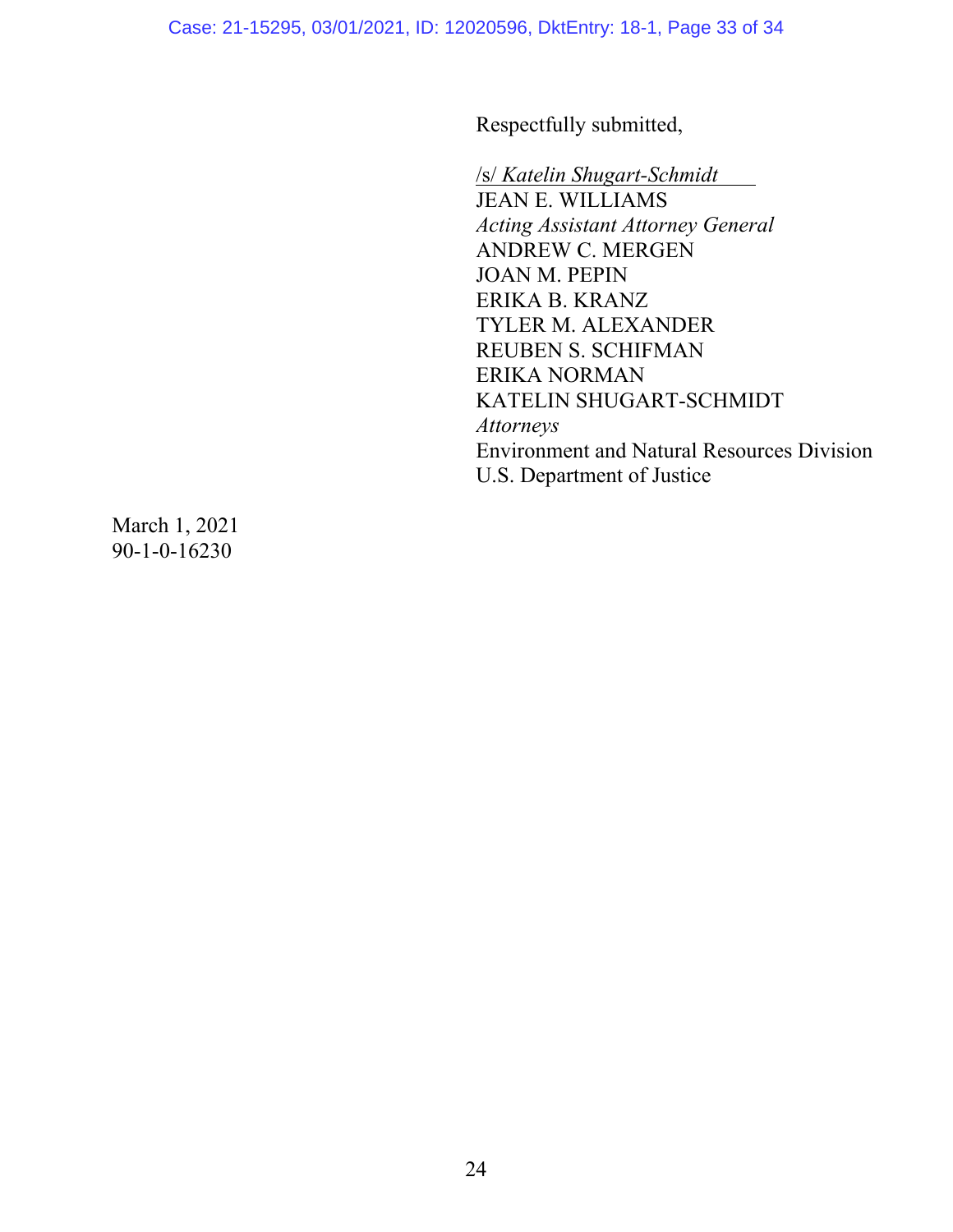Respectfully submitted,

/s/ *Katelin Shugart-Schmidt*
JEAN E. WILLIAMS
*Acting Assistant Attorney General*
ANDREW C. MERGEN
JOAN M. PEPIN
ERIKA B. KRANZ
TYLER M. ALEXANDER
REUBEN S. SCHIFMAN
ERIKA NORMAN
KATELIN SHUGART-SCHMIDT
*Attorneys*
Environment and Natural Resources Division
U.S. Department of Justice

March 1, 2021
90-1-0-16230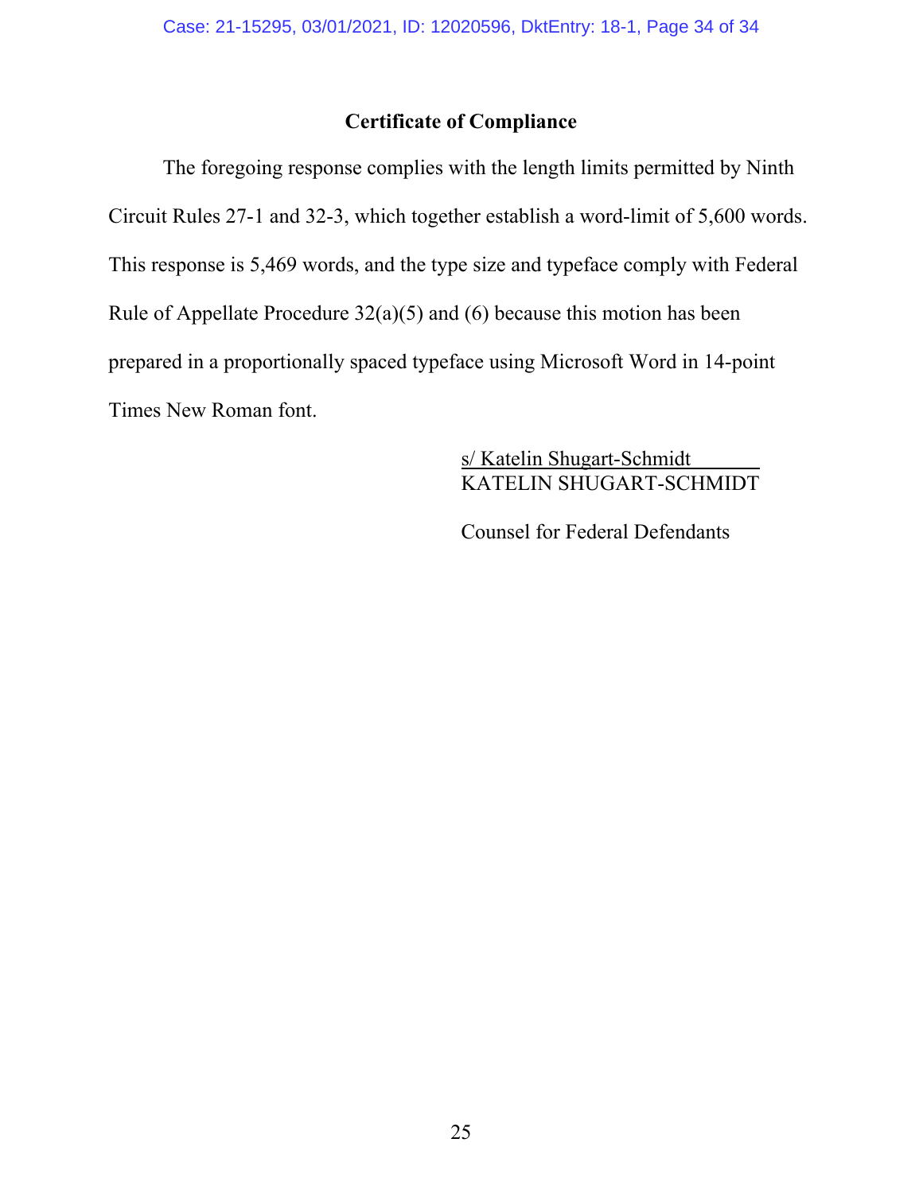## Certificate of Compliance

The foregoing response complies with the length limits permitted by Ninth Circuit Rules 27-1 and 32-3, which together establish a word-limit of 5,600 words. This response is 5,469 words, and the type size and typeface comply with Federal Rule of Appellate Procedure 32(a)(5) and (6) because this motion has been prepared in a proportionally spaced typeface using Microsoft Word in 14-point Times New Roman font.

s/ Katelin Shugart-Schmidt
KATELIN SHUGART-SCHMIDT

Counsel for Federal Defendants